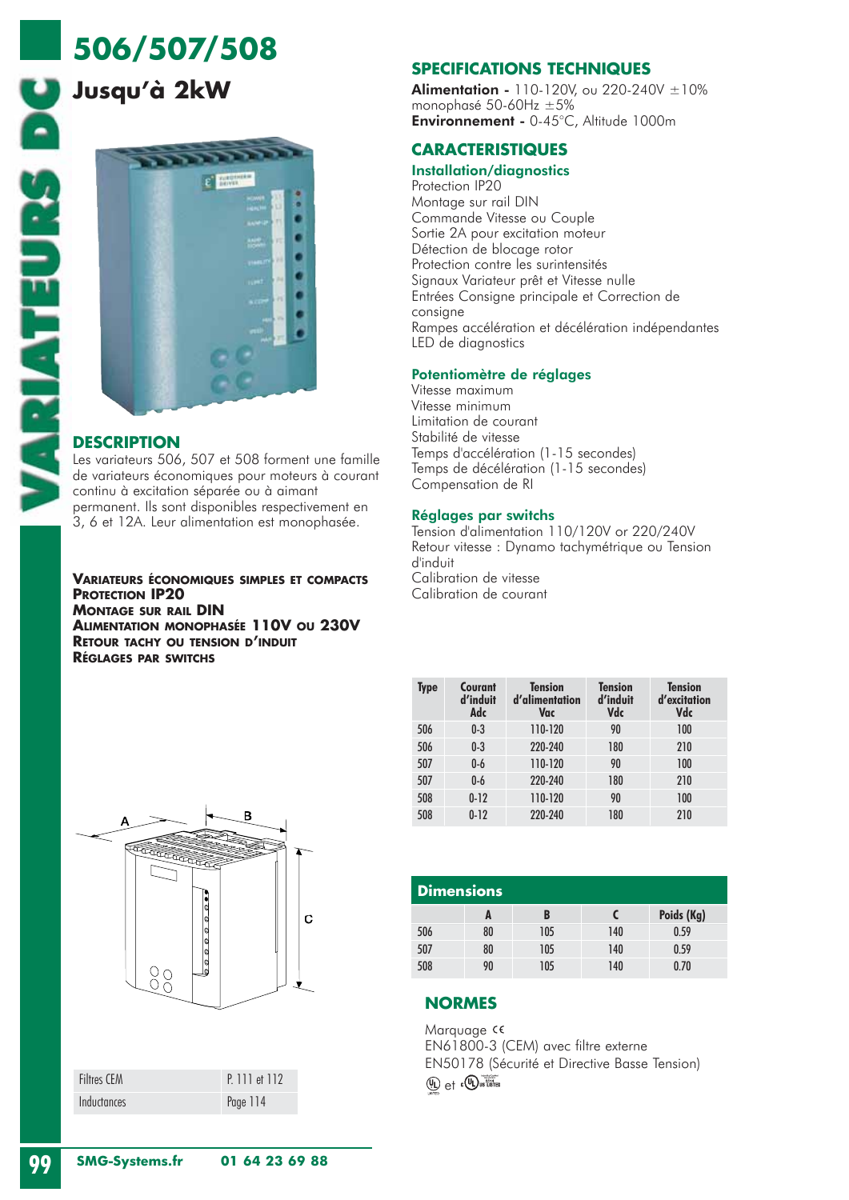# 506/507/508

## Jusqu'à 2kW

## DESCRIPTION

Les variateurs 506, 507 et 508 forment une famille de variateurs économiques pour moteurs à courant continu à excitation séparée ou à aimant permanent. Ils sont disponibles respectivement en 3, 6 et 12A. Leur alimentation est monophasée.

**VARIATEURS ÉCONOMIQUES SIMPLES ET COMPACTS**
**PROTECTION IP20**
**MONTAGE SUR RAIL DIN**
**ALIMENTATION MONOPHASÉE 110V OU 230V**
**RETOUR TACHY OU TENSION D'INDUIT**
**RÉGLAGES PAR SWITCHS**

| Filtres CEM | P. 111 et 112 |
|---|---|
| Inductances | Page 114 |

## SPECIFICATIONS TECHNIQUES

**Alimentation -** 110-120V, ou 220-240V ±10% monophasé 50-60Hz ±5%
**Environnement -** 0-45°C, Altitude 1000m

## CARACTERISTIQUES

### Installation/diagnostics

Protection IP20
Montage sur rail DIN
Commande Vitesse ou Couple
Sortie 2A pour excitation moteur
Détection de blocage rotor
Protection contre les surintensités
Signaux Variateur prêt et Vitesse nulle
Entrées Consigne principale et Correction de consigne
Rampes accélération et décélération indépendantes
LED de diagnostics

### Potentiomètre de réglages

Vitesse maximum
Vitesse minimum
Limitation de courant
Stabilité de vitesse
Temps d'accélération (1-15 secondes)
Temps de décélération (1-15 secondes)
Compensation de RI

### Réglages par switchs

Tension d'alimentation 110/120V or 220/240V
Retour vitesse : Dynamo tachymétrique ou Tension d'induit
Calibration de vitesse
Calibration de courant

| Type | Courant d'induit Adc | Tension d'alimentation Vac | Tension d'induit Vdc | Tension d'excitation Vdc |
|---|---|---|---|---|
| 506 | 0-3 | 110-120 | 90 | 100 |
| 506 | 0-3 | 220-240 | 180 | 210 |
| 507 | 0-6 | 110-120 | 90 | 100 |
| 507 | 0-6 | 220-240 | 180 | 210 |
| 508 | 0-12 | 110-120 | 90 | 100 |
| 508 | 0-12 | 220-240 | 180 | 210 |

### Dimensions

| | A | B | C | Poids (Kg) |
|---|---|---|---|---|
| 506 | 80 | 105 | 140 | 0.59 |
| 507 | 80 | 105 | 140 | 0.59 |
| 508 | 90 | 105 | 140 | 0.70 |

## NORMES

Marquage CE
EN61800-3 (CEM) avec filtre externe
EN50178 (Sécurité et Directive Basse Tension)
UL et cUL us LISTED

SMG-Systems.fr 01 64 23 69 88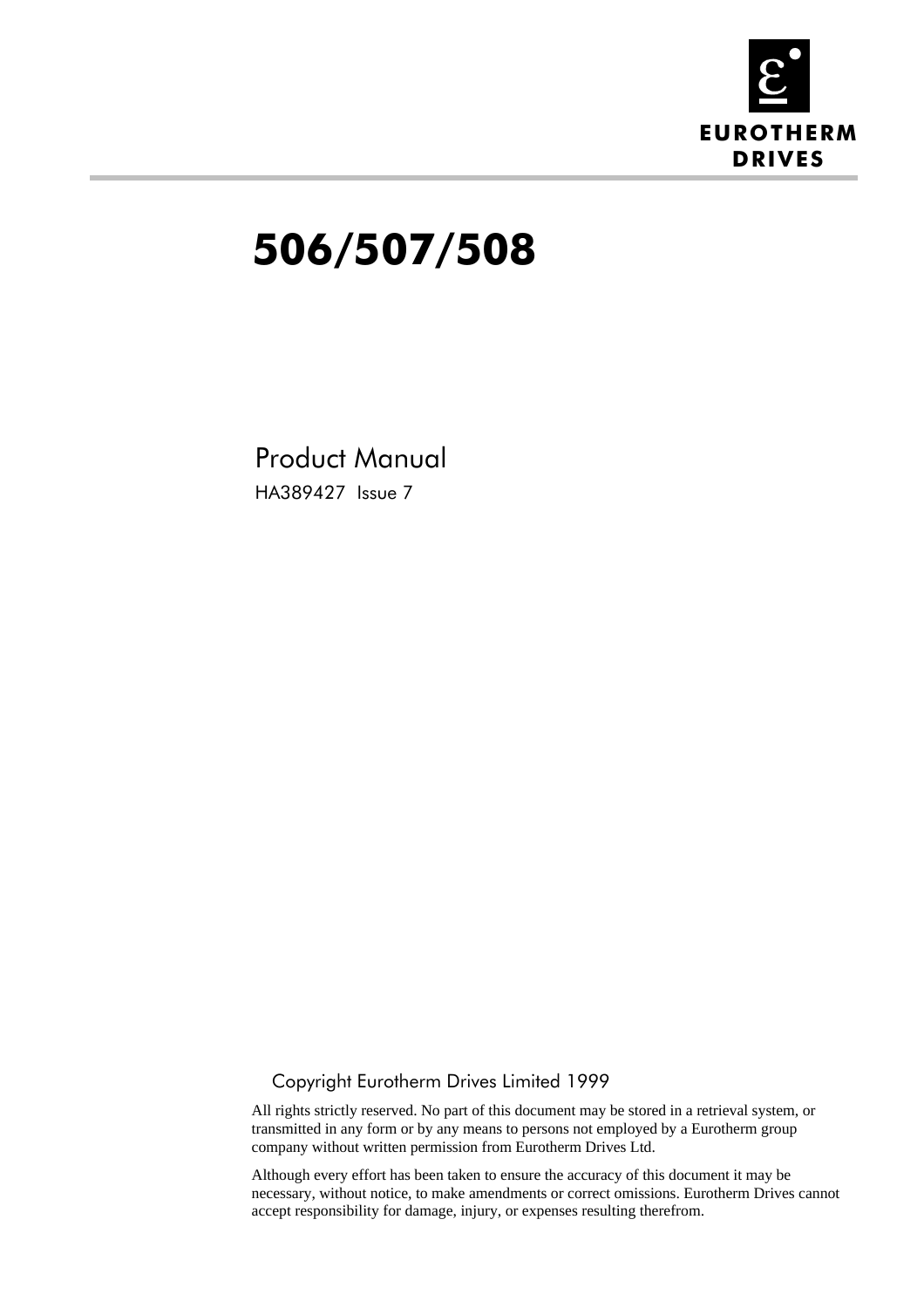EUROTHERM DRIVES

# 506/507/508

Product Manual

HA389427 Issue 7

Copyright Eurotherm Drives Limited 1999

All rights strictly reserved. No part of this document may be stored in a retrieval system, or transmitted in any form or by any means to persons not employed by a Eurotherm group company without written permission from Eurotherm Drives Ltd.

Although every effort has been taken to ensure the accuracy of this document it may be necessary, without notice, to make amendments or correct omissions. Eurotherm Drives cannot accept responsibility for damage, injury, or expenses resulting therefrom.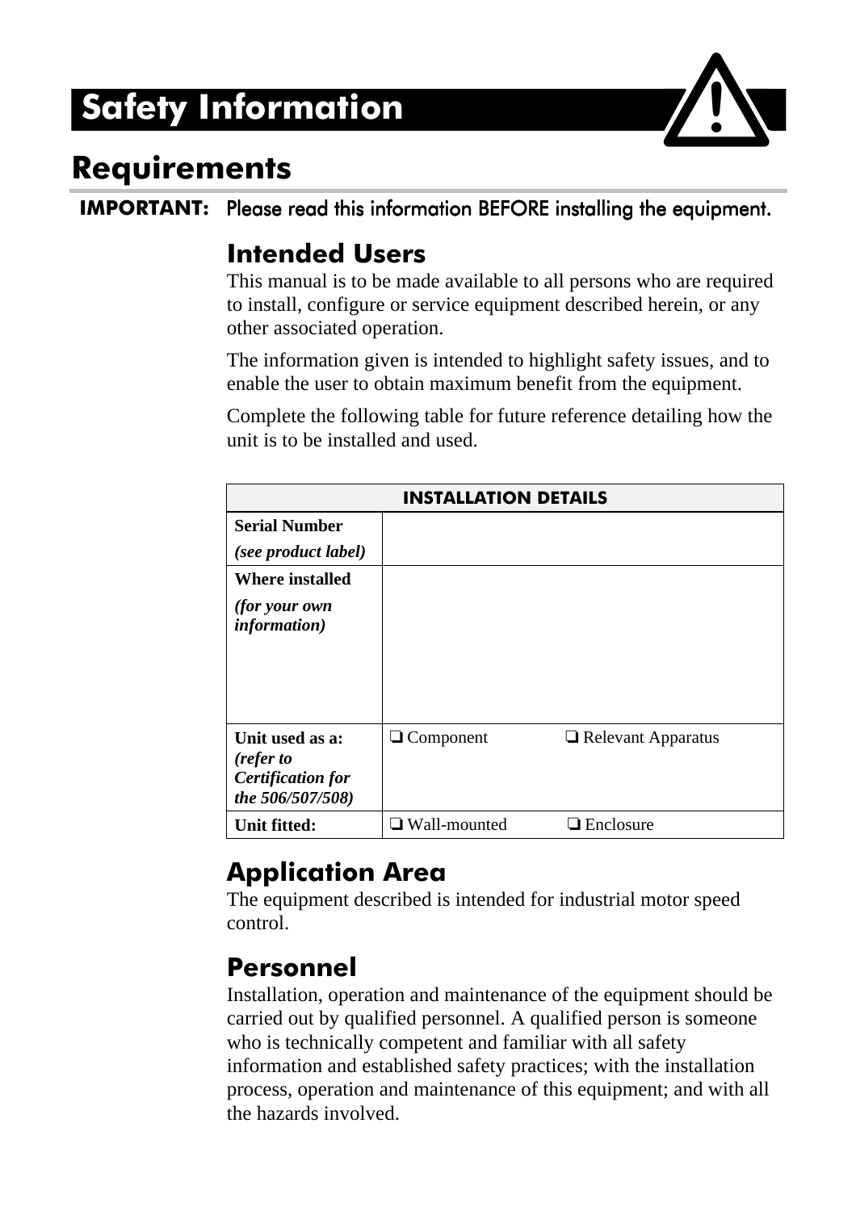# Safety Information

## Requirements

**IMPORTANT:** Please read this information BEFORE installing the equipment.

### Intended Users

This manual is to be made available to all persons who are required to install, configure or service equipment described herein, or any other associated operation.

The information given is intended to highlight safety issues, and to enable the user to obtain maximum benefit from the equipment.

Complete the following table for future reference detailing how the unit is to be installed and used.

| INSTALLATION DETAILS | |
|---|---|
| **Serial Number** *(see product label)* | |
| **Where installed** *(for your own information)* | |
| **Unit used as a:** *(refer to Certification for the 506/507/508)* | ❑ Component ❑ Relevant Apparatus |
| **Unit fitted:** | ❑ Wall-mounted ❑ Enclosure |

### Application Area

The equipment described is intended for industrial motor speed control.

### Personnel

Installation, operation and maintenance of the equipment should be carried out by qualified personnel. A qualified person is someone who is technically competent and familiar with all safety information and established safety practices; with the installation process, operation and maintenance of this equipment; and with all the hazards involved.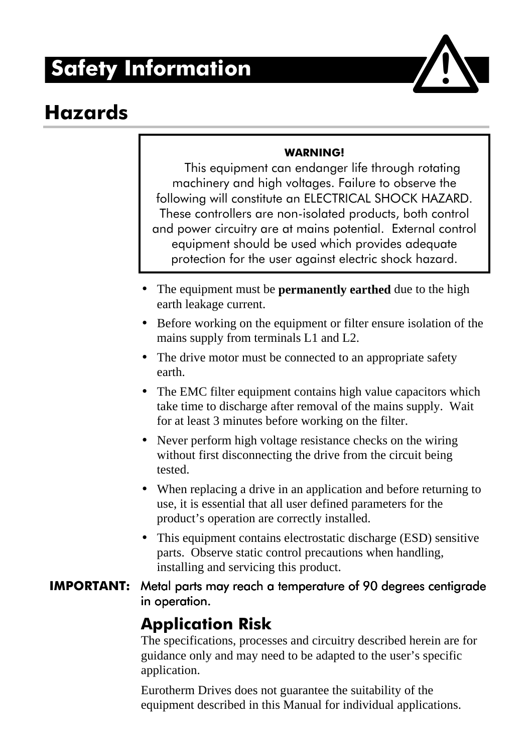# Safety Information

## Hazards

> **WARNING!**
>
> This equipment can endanger life through rotating machinery and high voltages. Failure to observe the following will constitute an ELECTRICAL SHOCK HAZARD. These controllers are non-isolated products, both control and power circuitry are at mains potential. External control equipment should be used which provides adequate protection for the user against electric shock hazard.

- The equipment must be **permanently earthed** due to the high earth leakage current.
- Before working on the equipment or filter ensure isolation of the mains supply from terminals L1 and L2.
- The drive motor must be connected to an appropriate safety earth.
- The EMC filter equipment contains high value capacitors which take time to discharge after removal of the mains supply. Wait for at least 3 minutes before working on the filter.
- Never perform high voltage resistance checks on the wiring without first disconnecting the drive from the circuit being tested.
- When replacing a drive in an application and before returning to use, it is essential that all user defined parameters for the product's operation are correctly installed.
- This equipment contains electrostatic discharge (ESD) sensitive parts. Observe static control precautions when handling, installing and servicing this product.

**IMPORTANT:** Metal parts may reach a temperature of 90 degrees centigrade in operation.

### Application Risk

The specifications, processes and circuitry described herein are for guidance only and may need to be adapted to the user's specific application.

Eurotherm Drives does not guarantee the suitability of the equipment described in this Manual for individual applications.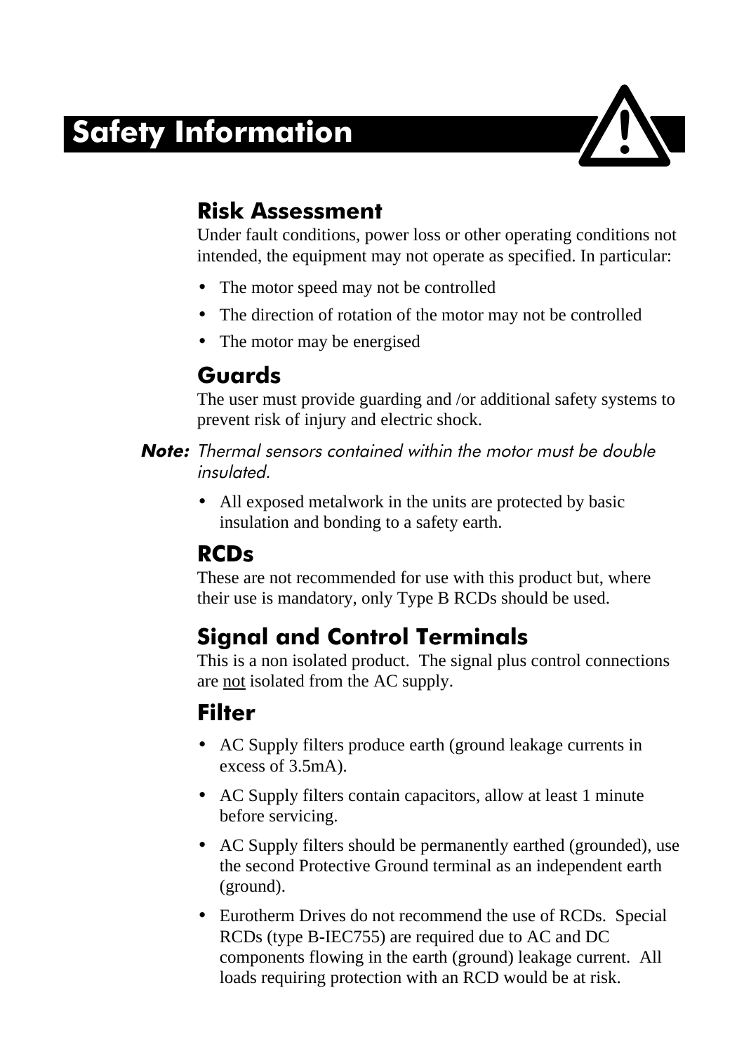# Safety Information

## Risk Assessment

Under fault conditions, power loss or other operating conditions not intended, the equipment may not operate as specified. In particular:

- The motor speed may not be controlled
- The direction of rotation of the motor may not be controlled
- The motor may be energised

## Guards

The user must provide guarding and /or additional safety systems to prevent risk of injury and electric shock.

**Note:** *Thermal sensors contained within the motor must be double insulated.*

- All exposed metalwork in the units are protected by basic insulation and bonding to a safety earth.

## RCDs

These are not recommended for use with this product but, where their use is mandatory, only Type B RCDs should be used.

## Signal and Control Terminals

This is a non isolated product. The signal plus control connections are <u>not</u> isolated from the AC supply.

## Filter

- AC Supply filters produce earth (ground leakage currents in excess of 3.5mA).
- AC Supply filters contain capacitors, allow at least 1 minute before servicing.
- AC Supply filters should be permanently earthed (grounded), use the second Protective Ground terminal as an independent earth (ground).
- Eurotherm Drives do not recommend the use of RCDs. Special RCDs (type B-IEC755) are required due to AC and DC components flowing in the earth (ground) leakage current. All loads requiring protection with an RCD would be at risk.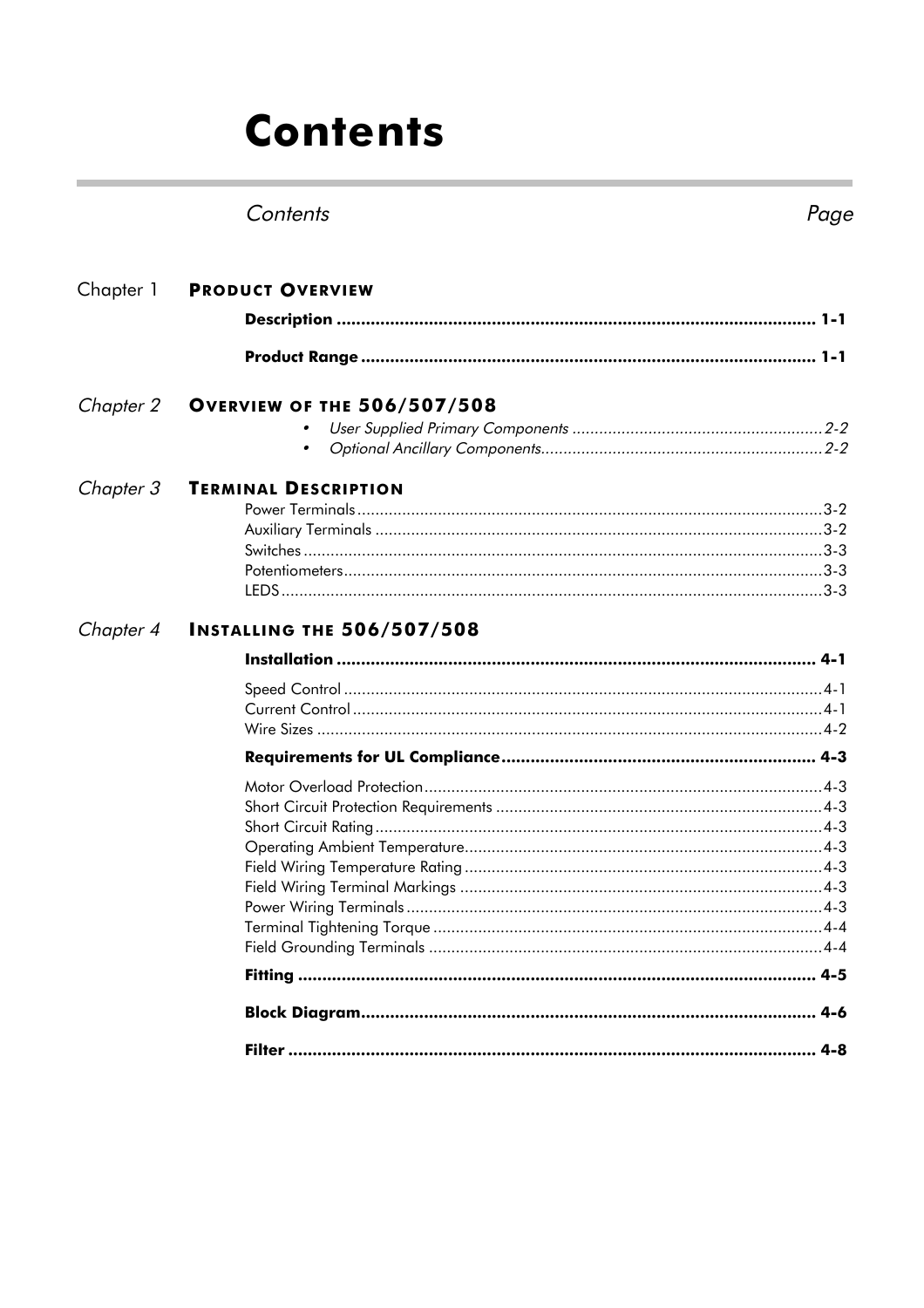# Contents

*Contents* *Page*

Chapter 1 **PRODUCT OVERVIEW**

**Description .................................................................................................. 1-1**

**Product Range ............................................................................................ 1-1**

*Chapter 2* **OVERVIEW OF THE 506/507/508**

- *User Supplied Primary Components .......................................................2-2*
- *Optional Ancillary Components..............................................................2-2*

*Chapter 3* **TERMINAL DESCRIPTION**

Power Terminals.......................................................................................................3-2
Auxiliary Terminals ...................................................................................................3-2
Switches ...................................................................................................................3-3
Potentiometers..........................................................................................................3-3
LEDS........................................................................................................................3-3

*Chapter 4* **INSTALLING THE 506/507/508**

**Installation ................................................................................................. 4-1**

Speed Control ..........................................................................................................4-1
Current Control ........................................................................................................4-1
Wire Sizes ................................................................................................................4-2

**Requirements for UL Compliance............................................................... 4-3**

Motor Overload Protection........................................................................................4-3
Short Circuit Protection Requirements ........................................................................4-3
Short Circuit Rating...................................................................................................4-3
Operating Ambient Temperature...............................................................................4-3
Field Wiring Temperature Rating ...............................................................................4-3
Field Wiring Terminal Markings ................................................................................4-3
Power Wiring Terminals............................................................................................4-3
Terminal Tightening Torque ......................................................................................4-4
Field Grounding Terminals .......................................................................................4-4

**Fitting ......................................................................................................... 4-5**

**Block Diagram............................................................................................ 4-6**

**Filter ........................................................................................................... 4-8**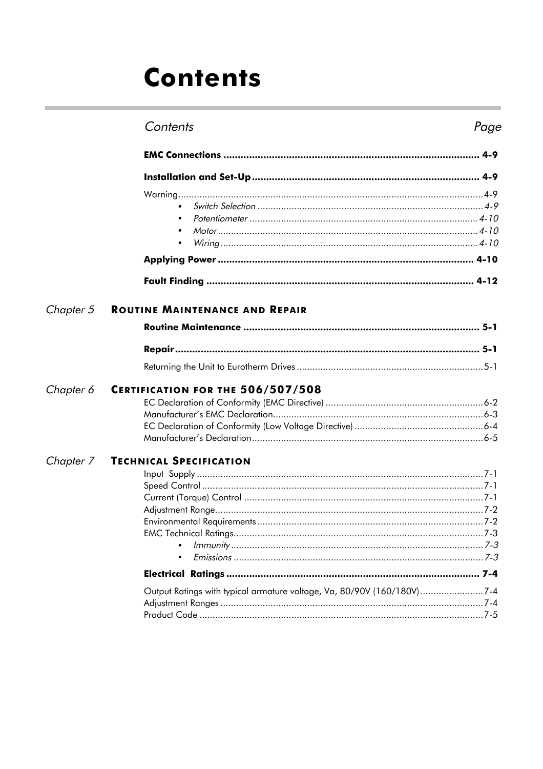# Contents

| *Contents* | *Page* |
|---|---|
| **EMC Connections** | **4-9** |
| **Installation and Set-Up** | **4-9** |
| Warning | 4-9 |
| • *Switch Selection* | *4-9* |
| • *Potentiometer* | *4-10* |
| • *Motor* | *4-10* |
| • *Wiring* | *4-10* |
| **Applying Power** | **4-10** |
| **Fault Finding** | **4-12** |

*Chapter 5* **ROUTINE MAINTENANCE AND REPAIR**

| | |
|---|---|
| **Routine Maintenance** | **5-1** |
| **Repair** | **5-1** |
| Returning the Unit to Eurotherm Drives | 5-1 |

*Chapter 6* **CERTIFICATION FOR THE 506/507/508**

| | |
|---|---|
| EC Declaration of Conformity (EMC Directive) | 6-2 |
| Manufacturer's EMC Declaration | 6-3 |
| EC Declaration of Conformity (Low Voltage Directive) | 6-4 |
| Manufacturer's Declaration | 6-5 |

*Chapter 7* **TECHNICAL SPECIFICATION**

| | |
|---|---|
| Input Supply | 7-1 |
| Speed Control | 7-1 |
| Current (Torque) Control | 7-1 |
| Adjustment Range | 7-2 |
| Environmental Requirements | 7-2 |
| EMC Technical Ratings | 7-3 |
| • *Immunity* | *7-3* |
| • *Emissions* | *7-3* |
| **Electrical Ratings** | **7-4** |
| Output Ratings with typical armature voltage, Va, 80/90V (160/180V) | 7-4 |
| Adjustment Ranges | 7-4 |
| Product Code | 7-5 |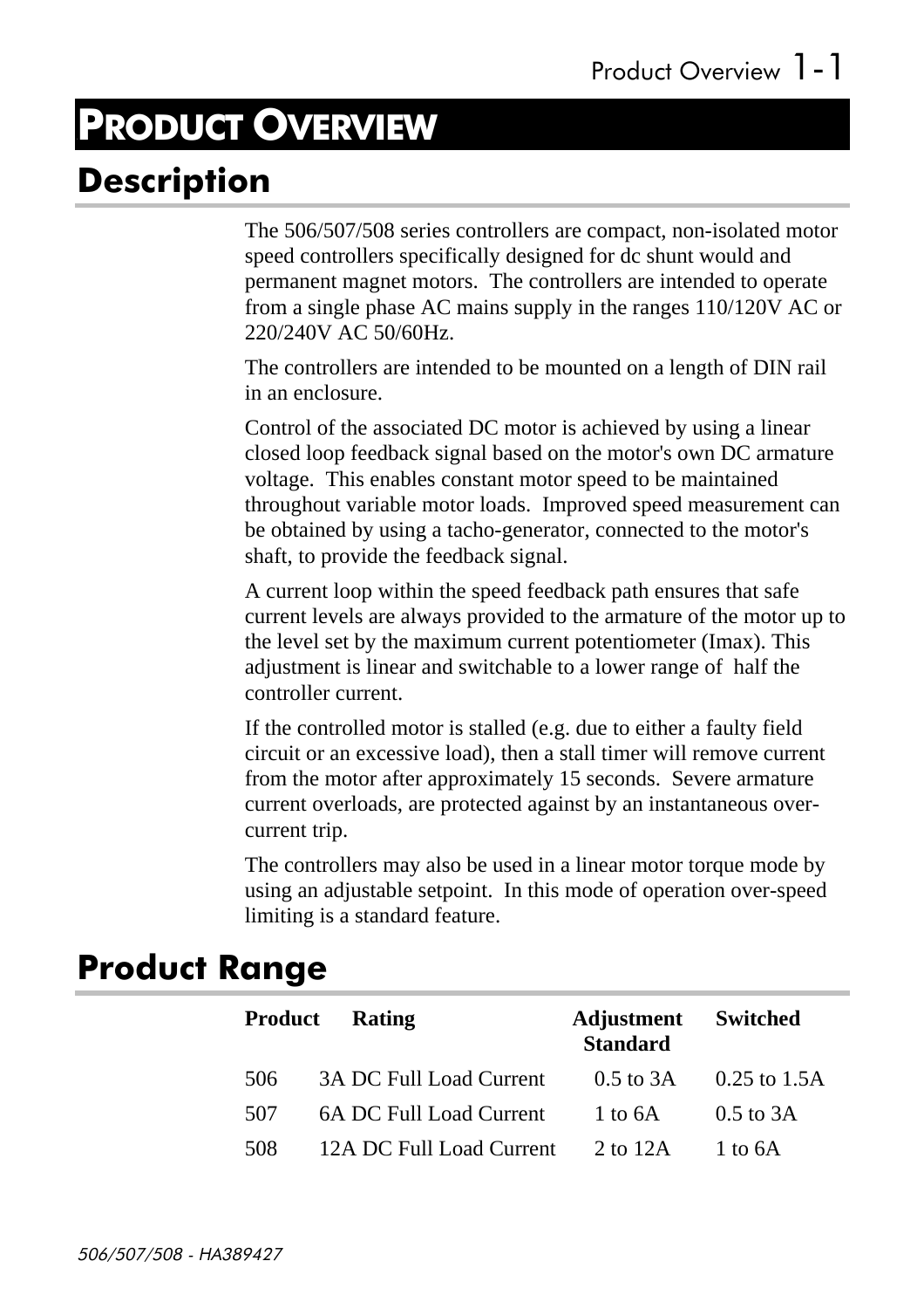# PRODUCT OVERVIEW

## Description

The 506/507/508 series controllers are compact, non-isolated motor speed controllers specifically designed for dc shunt would and permanent magnet motors.  The controllers are intended to operate from a single phase AC mains supply in the ranges 110/120V AC or 220/240V AC 50/60Hz.

The controllers are intended to be mounted on a length of DIN rail in an enclosure.

Control of the associated DC motor is achieved by using a linear closed loop feedback signal based on the motor's own DC armature voltage.  This enables constant motor speed to be maintained throughout variable motor loads.  Improved speed measurement can be obtained by using a tacho-generator, connected to the motor's shaft, to provide the feedback signal.

A current loop within the speed feedback path ensures that safe current levels are always provided to the armature of the motor up to the level set by the maximum current potentiometer (Imax). This adjustment is linear and switchable to a lower range of  half the controller current.

If the controlled motor is stalled (e.g. due to either a faulty field circuit or an excessive load), then a stall timer will remove current from the motor after approximately 15 seconds.  Severe armature current overloads, are protected against by an instantaneous over-current trip.

The controllers may also be used in a linear motor torque mode by using an adjustable setpoint.  In this mode of operation over-speed limiting is a standard feature.

## Product Range

| Product | Rating | Adjustment Standard | Switched |
|---|---|---|---|
| 506 | 3A DC Full Load Current | 0.5 to 3A | 0.25 to 1.5A |
| 507 | 6A DC Full Load Current | 1 to 6A | 0.5 to 3A |
| 508 | 12A DC Full Load Current | 2 to 12A | 1 to 6A |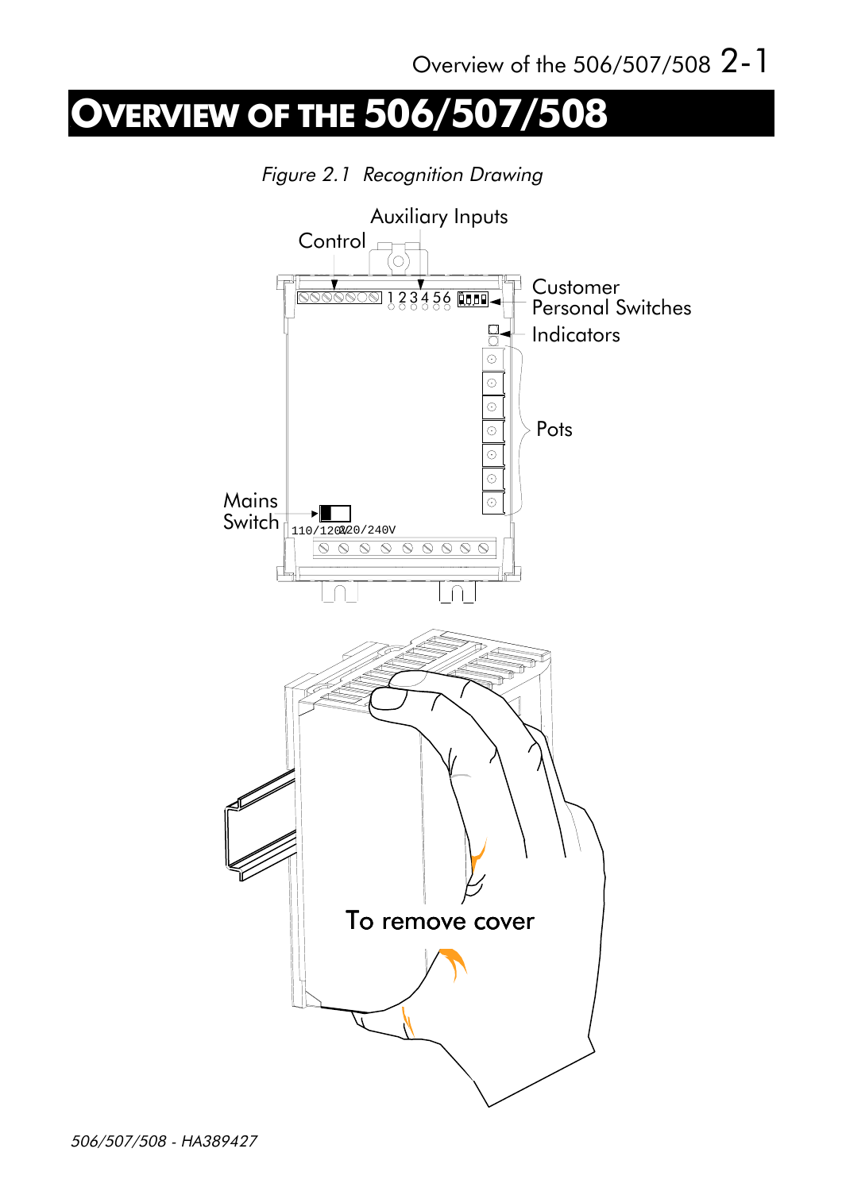# OVERVIEW OF THE 506/507/508

*Figure 2.1 Recognition Drawing*

Auxiliary Inputs

Control

Customer Personal Switches

Indicators

Pots

Mains Switch

110/120V 220/240V

To remove cover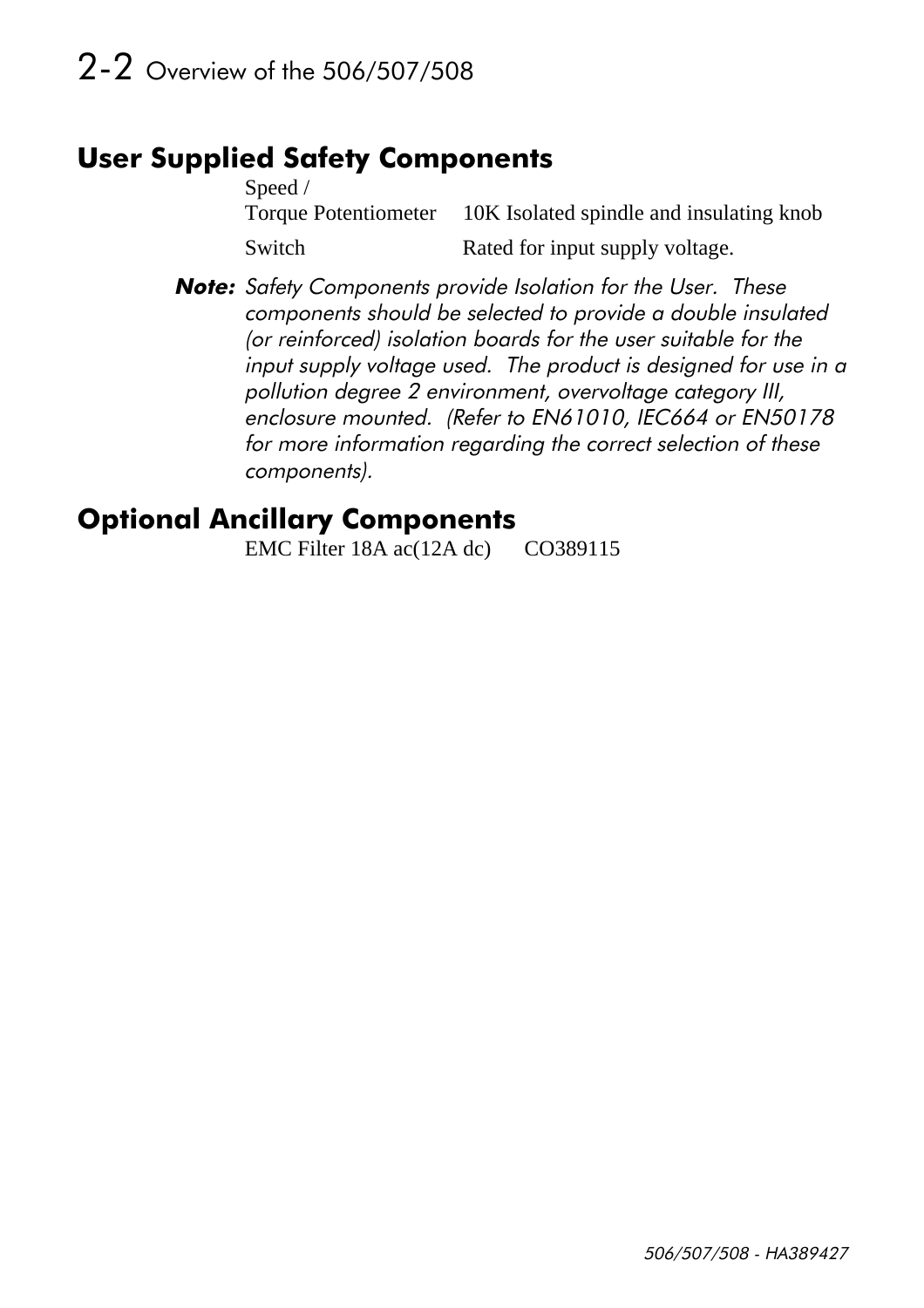## User Supplied Safety Components

| | |
|---|---|
| Speed / Torque Potentiometer | 10K Isolated spindle and insulating knob |
| Switch | Rated for input supply voltage. |

**Note:** *Safety Components provide Isolation for the User. These components should be selected to provide a double insulated (or reinforced) isolation boards for the user suitable for the input supply voltage used. The product is designed for use in a pollution degree 2 environment, overvoltage category III, enclosure mounted. (Refer to EN61010, IEC664 or EN50178 for more information regarding the correct selection of these components).*

## Optional Ancillary Components

| | |
|---|---|
| EMC Filter 18A ac(12A dc) | CO389115 |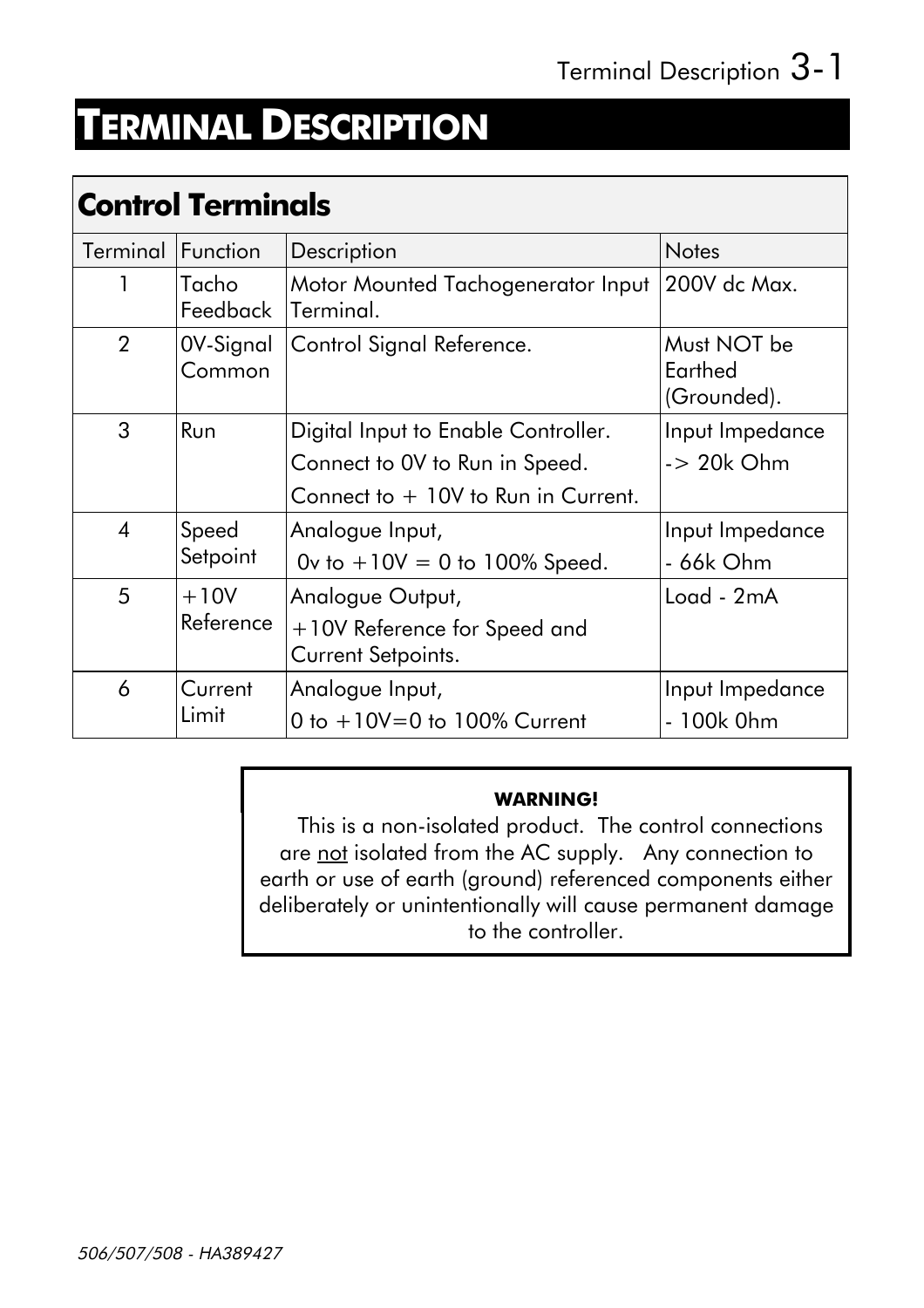# TERMINAL DESCRIPTION

## Control Terminals

| Terminal | Function | Description | Notes |
|---|---|---|---|
| 1 | Tacho Feedback | Motor Mounted Tachogenerator Input Terminal. | 200V dc Max. |
| 2 | 0V-Signal Common | Control Signal Reference. | Must NOT be Earthed (Grounded). |
| 3 | Run | Digital Input to Enable Controller. Connect to 0V to Run in Speed. Connect to + 10V to Run in Current. | Input Impedance -> 20k Ohm |
| 4 | Speed Setpoint | Analogue Input, 0v to +10V = 0 to 100% Speed. | Input Impedance - 66k Ohm |
| 5 | +10V Reference | Analogue Output, +10V Reference for Speed and Current Setpoints. | Load - 2mA |
| 6 | Current Limit | Analogue Input, 0 to +10V=0 to 100% Current | Input Impedance - 100k 0hm |

**WARNING!**

This is a non-isolated product. The control connections are not isolated from the AC supply. Any connection to earth or use of earth (ground) referenced components either deliberately or unintentionally will cause permanent damage to the controller.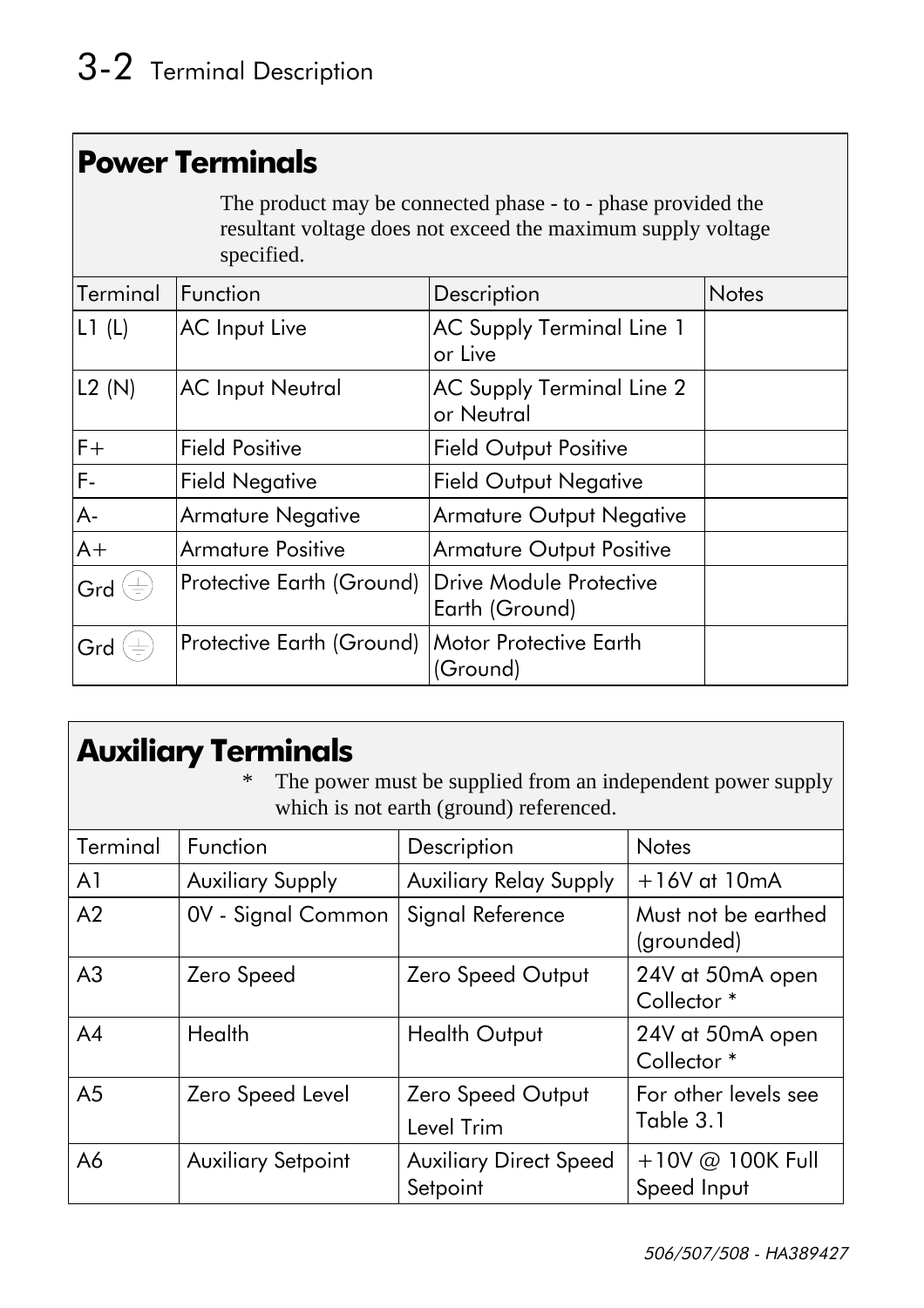## Power Terminals

The product may be connected phase - to - phase provided the resultant voltage does not exceed the maximum supply voltage specified.

| Terminal | Function | Description | Notes |
|---|---|---|---|
| L1 (L) | AC Input Live | AC Supply Terminal Line 1 or Live | |
| L2 (N) | AC Input Neutral | AC Supply Terminal Line 2 or Neutral | |
| F+ | Field Positive | Field Output Positive | |
| F- | Field Negative | Field Output Negative | |
| A- | Armature Negative | Armature Output Negative | |
| A+ | Armature Positive | Armature Output Positive | |
| Grd ⏚ | Protective Earth (Ground) | Drive Module Protective Earth (Ground) | |
| Grd ⏚ | Protective Earth (Ground) | Motor Protective Earth (Ground) | |

## Auxiliary Terminals

\* The power must be supplied from an independent power supply which is not earth (ground) referenced.

| Terminal | Function | Description | Notes |
|---|---|---|---|
| A1 | Auxiliary Supply | Auxiliary Relay Supply | +16V at 10mA |
| A2 | 0V - Signal Common | Signal Reference | Must not be earthed (grounded) |
| A3 | Zero Speed | Zero Speed Output | 24V at 50mA open Collector * |
| A4 | Health | Health Output | 24V at 50mA open Collector * |
| A5 | Zero Speed Level | Zero Speed Output Level Trim | For other levels see Table 3.1 |
| A6 | Auxiliary Setpoint | Auxiliary Direct Speed Setpoint | +10V @ 100K Full Speed Input |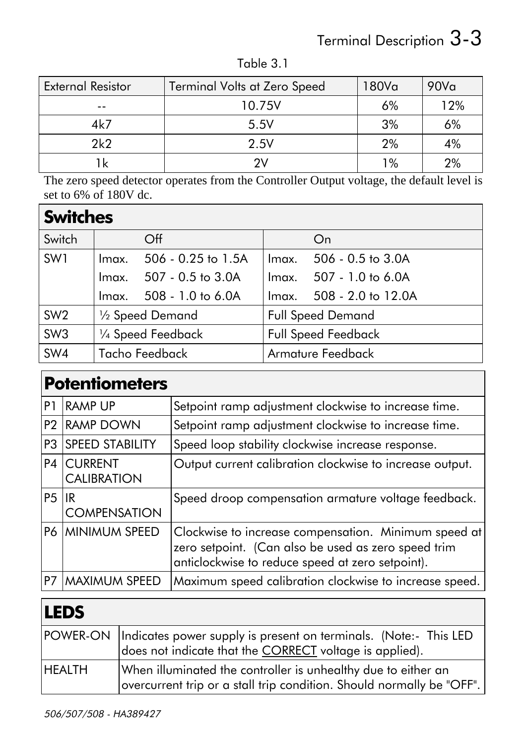Table 3.1

| External Resistor | Terminal Volts at Zero Speed | 180Va | 90Va |
|---|---|---|---|
| -- | 10.75V | 6% | 12% |
| 4k7 | 5.5V | 3% | 6% |
| 2k2 | 2.5V | 2% | 4% |
| 1k | 2V | 1% | 2% |

The zero speed detector operates from the Controller Output voltage, the default level is set to 6% of 180V dc.

## Switches

| Switch | Off | On |
|---|---|---|
| SW1 | Imax. 506 - 0.25 to 1.5A<br>Imax. 507 - 0.5 to 3.0A<br>Imax. 508 - 1.0 to 6.0A | Imax. 506 - 0.5 to 3.0A<br>Imax. 507 - 1.0 to 6.0A<br>Imax. 508 - 2.0 to 12.0A |
| SW2 | ½ Speed Demand | Full Speed Demand |
| SW3 | ¼ Speed Feedback | Full Speed Feedback |
| SW4 | Tacho Feedback | Armature Feedback |

## Potentiometers

| | | |
|---|---|---|
| P1 | RAMP UP | Setpoint ramp adjustment clockwise to increase time. |
| P2 | RAMP DOWN | Setpoint ramp adjustment clockwise to increase time. |
| P3 | SPEED STABILITY | Speed loop stability clockwise increase response. |
| P4 | CURRENT CALIBRATION | Output current calibration clockwise to increase output. |
| P5 | IR COMPENSATION | Speed droop compensation armature voltage feedback. |
| P6 | MINIMUM SPEED | Clockwise to increase compensation. Minimum speed at zero setpoint. (Can also be used as zero speed trim anticlockwise to reduce speed at zero setpoint). |
| P7 | MAXIMUM SPEED | Maximum speed calibration clockwise to increase speed. |

## LEDS

| | |
|---|---|
| POWER-ON | Indicates power supply is present on terminals. (Note:- This LED does not indicate that the CORRECT voltage is applied). |
| HEALTH | When illuminated the controller is unhealthy due to either an overcurrent trip or a stall trip condition. Should normally be "OFF". |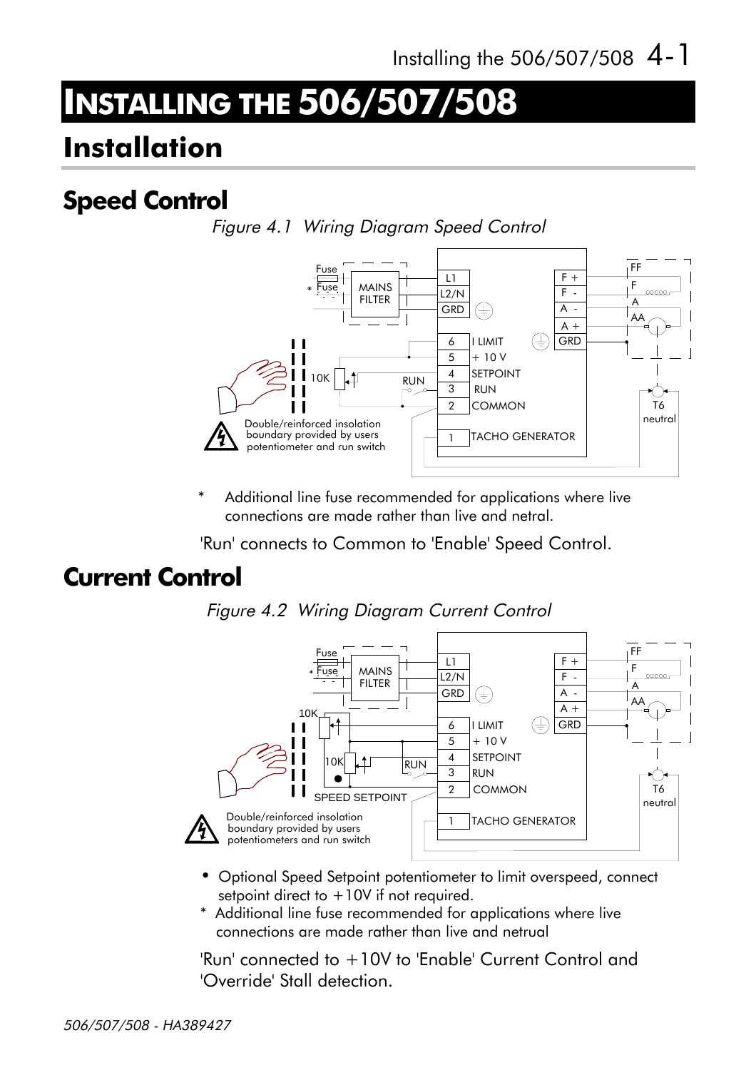# INSTALLING THE 506/507/508

## Installation

### Speed Control

*Figure 4.1 Wiring Diagram Speed Control*

\* Additional line fuse recommended for applications where live connections are made rather than live and netral.

'Run' connects to Common to 'Enable' Speed Control.

### Current Control

*Figure 4.2 Wiring Diagram Current Control*

- Optional Speed Setpoint potentiometer to limit overspeed, connect setpoint direct to +10V if not required.

\* Additional line fuse recommended for applications where live connections are made rather than live and netrual

'Run' connected to +10V to 'Enable' Current Control and 'Override' Stall detection.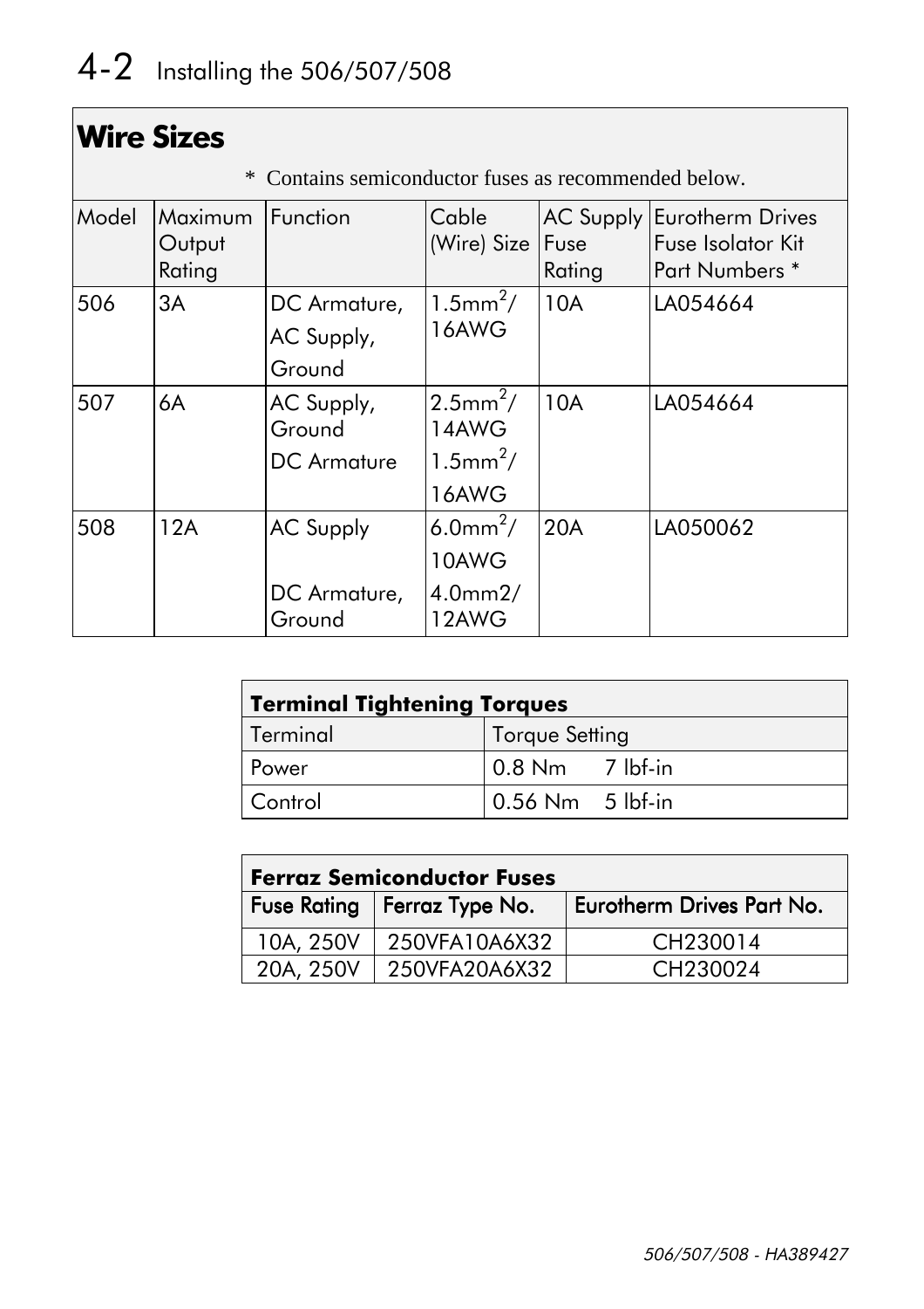## Wire Sizes

\* Contains semiconductor fuses as recommended below.

| Model | Maximum Output Rating | Function | Cable (Wire) Size | AC Supply Fuse Rating | Eurotherm Drives Fuse Isolator Kit Part Numbers * |
|---|---|---|---|---|---|
| 506 | 3A | DC Armature, AC Supply, Ground | $1.5mm^2$/ 16AWG | 10A | LA054664 |
| 507 | 6A | AC Supply, Ground<br>DC Armature | $2.5mm^2$/ 14AWG<br>$1.5mm^2$/ 16AWG | 10A | LA054664 |
| 508 | 12A | AC Supply<br>DC Armature, Ground | $6.0mm^2$/ 10AWG<br>4.0mm2/ 12AWG | 20A | LA050062 |

| **Terminal Tightening Torques** | |
|---|---|
| Terminal | Torque Setting |
| Power | 0.8 Nm 7 lbf-in |
| Control | 0.56 Nm 5 lbf-in |

| **Ferraz Semiconductor Fuses** | | |
|---|---|---|
| Fuse Rating | Ferraz Type No. | Eurotherm Drives Part No. |
| 10A, 250V | 250VFA10A6X32 | CH230014 |
| 20A, 250V | 250VFA20A6X32 | CH230024 |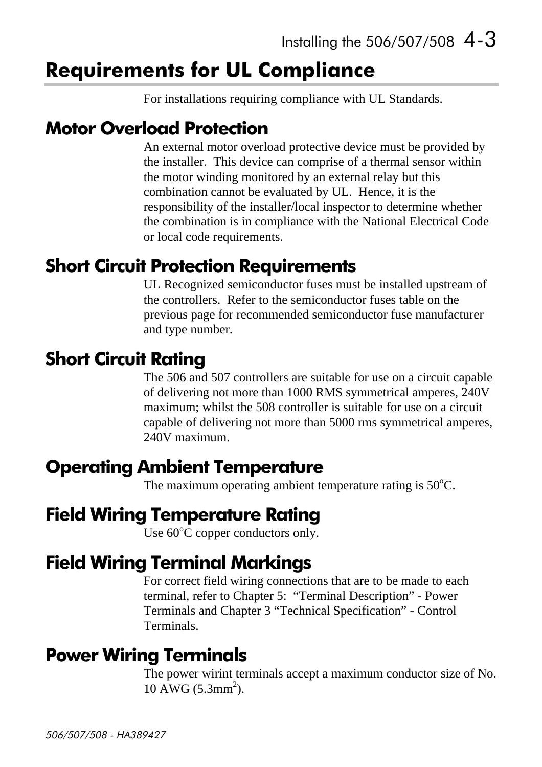# Requirements for UL Compliance

For installations requiring compliance with UL Standards.

## Motor Overload Protection

An external motor overload protective device must be provided by the installer. This device can comprise of a thermal sensor within the motor winding monitored by an external relay but this combination cannot be evaluated by UL. Hence, it is the responsibility of the installer/local inspector to determine whether the combination is in compliance with the National Electrical Code or local code requirements.

## Short Circuit Protection Requirements

UL Recognized semiconductor fuses must be installed upstream of the controllers. Refer to the semiconductor fuses table on the previous page for recommended semiconductor fuse manufacturer and type number.

## Short Circuit Rating

The 506 and 507 controllers are suitable for use on a circuit capable of delivering not more than 1000 RMS symmetrical amperes, 240V maximum; whilst the 508 controller is suitable for use on a circuit capable of delivering not more than 5000 rms symmetrical amperes, 240V maximum.

## Operating Ambient Temperature

The maximum operating ambient temperature rating is 50$^{o}$C.

## Field Wiring Temperature Rating

Use 60$^{o}$C copper conductors only.

## Field Wiring Terminal Markings

For correct field wiring connections that are to be made to each terminal, refer to Chapter 5: "Terminal Description" - Power Terminals and Chapter 3 "Technical Specification" - Control Terminals.

## Power Wiring Terminals

The power wirint terminals accept a maximum conductor size of No. 10 AWG (5.3mm$^2$).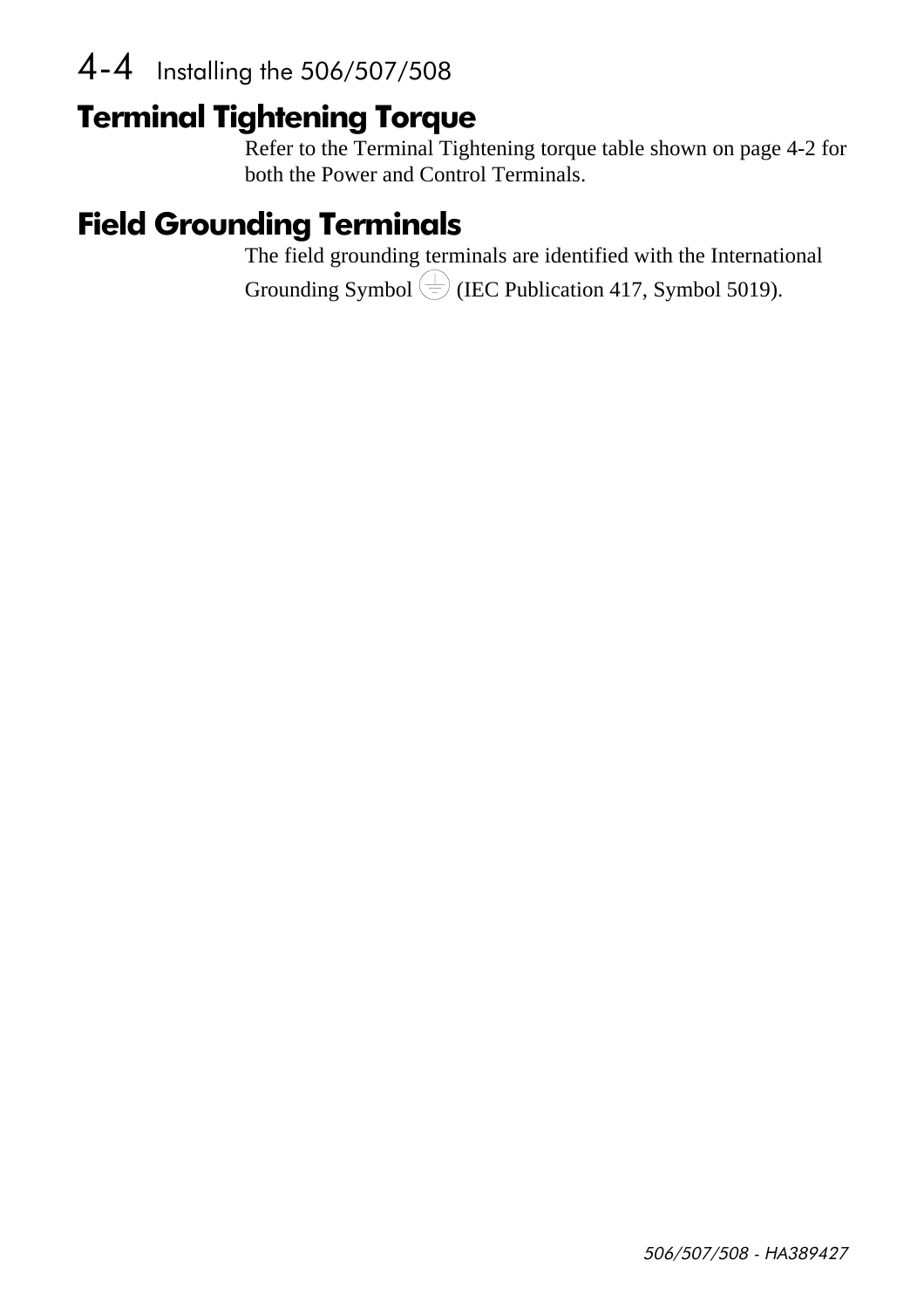## Terminal Tightening Torque

Refer to the Terminal Tightening torque table shown on page 4-2 for both the Power and Control Terminals.

## Field Grounding Terminals

The field grounding terminals are identified with the International Grounding Symbol ⏚ (IEC Publication 417, Symbol 5019).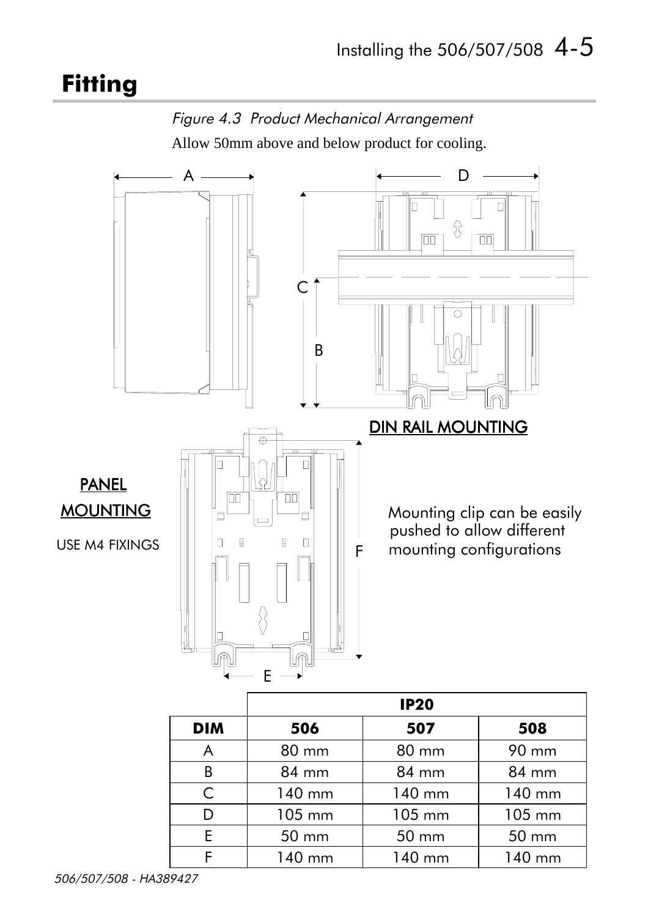# Fitting

*Figure 4.3 Product Mechanical Arrangement*

Allow 50mm above and below product for cooling.

DIN RAIL MOUNTING

PANEL MOUNTING

USE M4 FIXINGS

Mounting clip can be easily pushed to allow different mounting configurations

| | IP20 | | |
|---|---|---|---|
| **DIM** | **506** | **507** | **508** |
| A | 80 mm | 80 mm | 90 mm |
| B | 84 mm | 84 mm | 84 mm |
| C | 140 mm | 140 mm | 140 mm |
| D | 105 mm | 105 mm | 105 mm |
| E | 50 mm | 50 mm | 50 mm |
| F | 140 mm | 140 mm | 140 mm |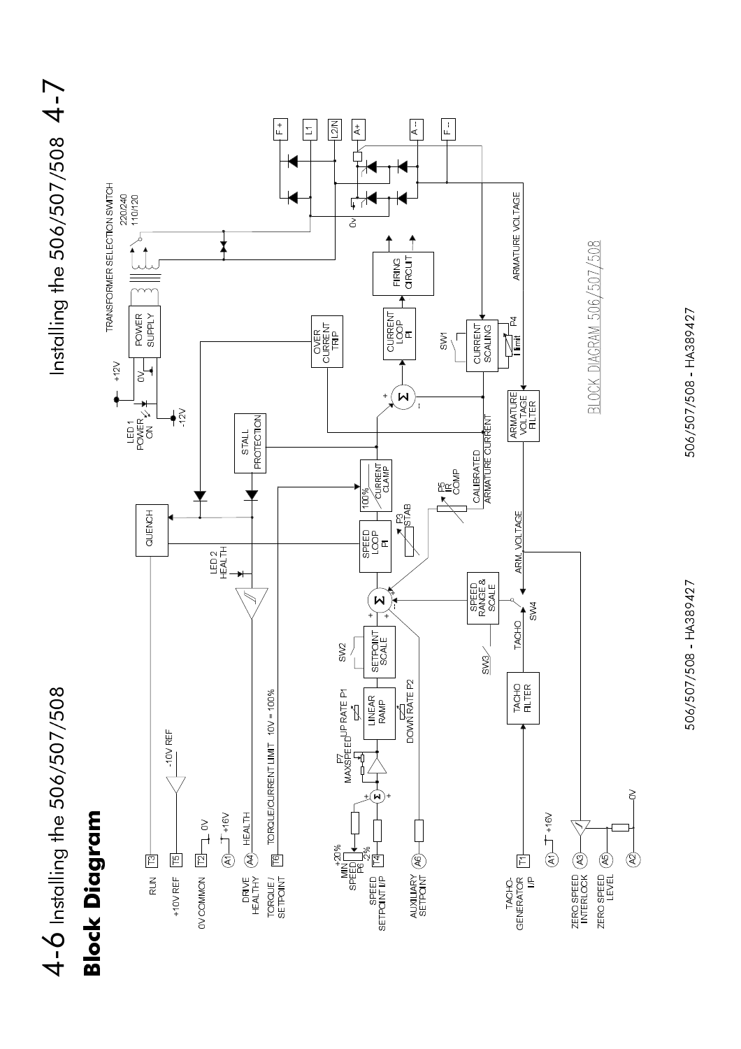# Block Diagram

RUN T3

+10V REF T5

0V COMMON T2

A1 +16V

DRIVE HEALTHY A4

TORQUE / SETPOINT T6

MIN SPEED P6 +20% -2%

SPEED SETPOINT I/P T4

AUXILIARY SETPOINT A6

TACHO-GENERATOR I/P T1

A1 +16V

ZERO SPEED INTERLOCK A3

ZERO SPEED LEVEL A5

A2 0V

-10V REF

0V

+16V

HEALTH

TORQUE/CURRENT LIMIT 10V = 100%

P7 MAXSPEED

UP RATE P1

LINEAR RAMP

DOWN RATE P2

SW2

SETPOINT SCALE

SPEED LOOP PI

P3 STAB

100% CURRENT CLAMP

P5 IR COMP

CALIBRATED ARMATURE CURRENT

SPEED RANGE & SCALE

SW3

TACHO

SW4

ARM. VOLTAGE

TACHO FILTER

LED 2 HEALTH

QUENCH

STALL PROTECTION

OVER CURRENT TRIP

LED 1 POWER ON

+12V

0V

-12V

POWER SUPPLY

TRANSFORMER SELECTION SWITCH 220/240 110/120

CURRENT LOOP PI

FIRING CIRCUIT

SW1

CURRENT SCALING

P4 I limit

ARMATURE VOLTAGE FILTER

ARMATURE VOLTAGE

0v

F + L1 L2/N A+ A - F -

BLOCK DIAGRAM 506/507/508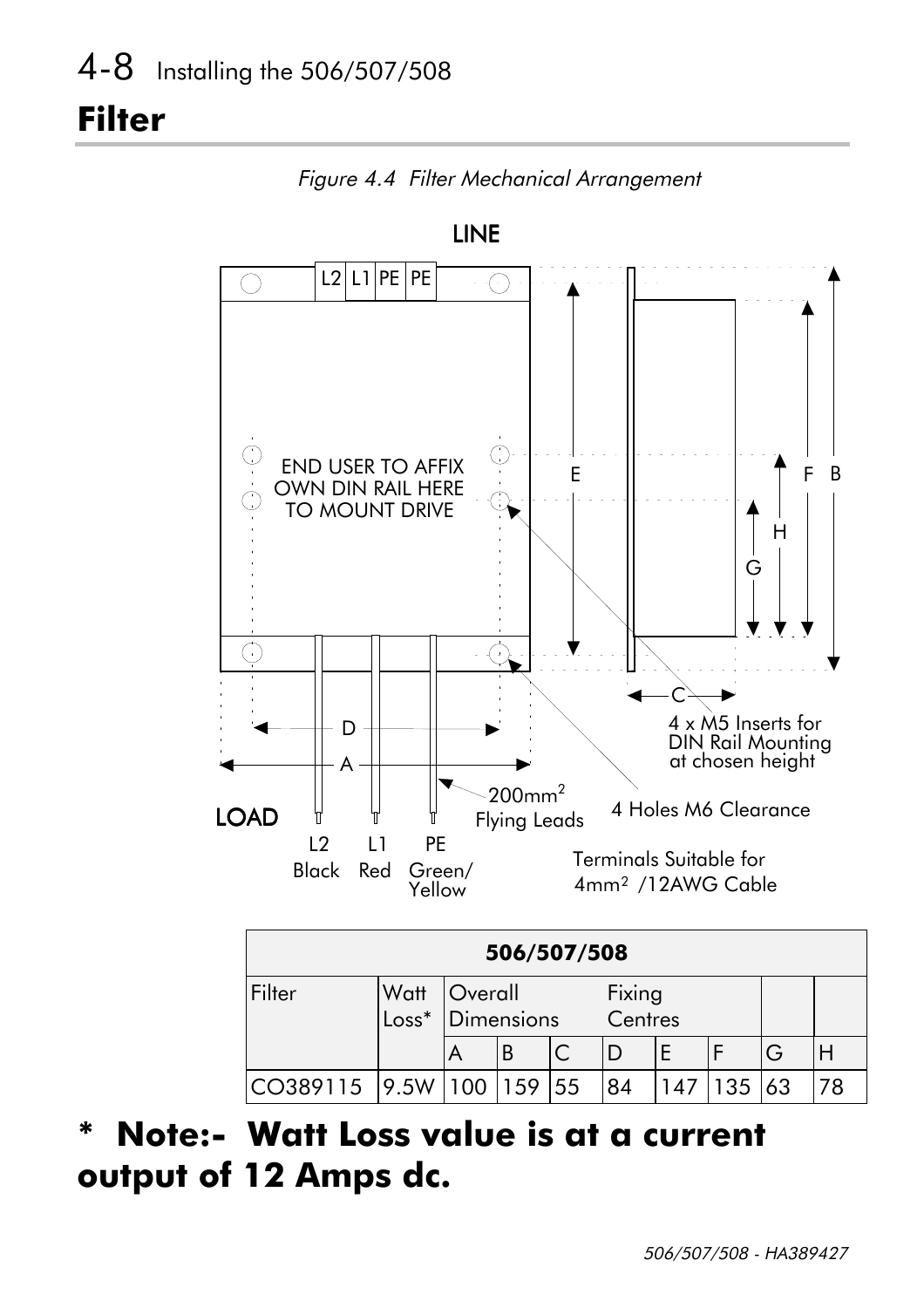## Filter

*Figure 4.4 Filter Mechanical Arrangement*

LINE

L2 | L1 | PE | PE

END USER TO AFFIX OWN DIN RAIL HERE TO MOUNT DRIVE

E F B H G C D A

4 x M5 Inserts for DIN Rail Mounting at chosen height

200mm[2] Flying Leads

4 Holes M6 Clearance

LOAD

L2 Black, L1 Red, PE Green/Yellow

Terminals Suitable for 4mm[2] /12AWG Cable

| 506/507/508 | | | | | | | | | |
|---|---|---|---|---|---|---|---|---|---|
| Filter | Watt Loss* | Overall Dimensions | | | Fixing Centres | | | | |
| | | A | B | C | D | E | F | G | H |
| CO389115 | 9.5W | 100 | 159 | 55 | 84 | 147 | 135 | 63 | 78 |

**\* Note:- Watt Loss value is at a current output of 12 Amps dc.**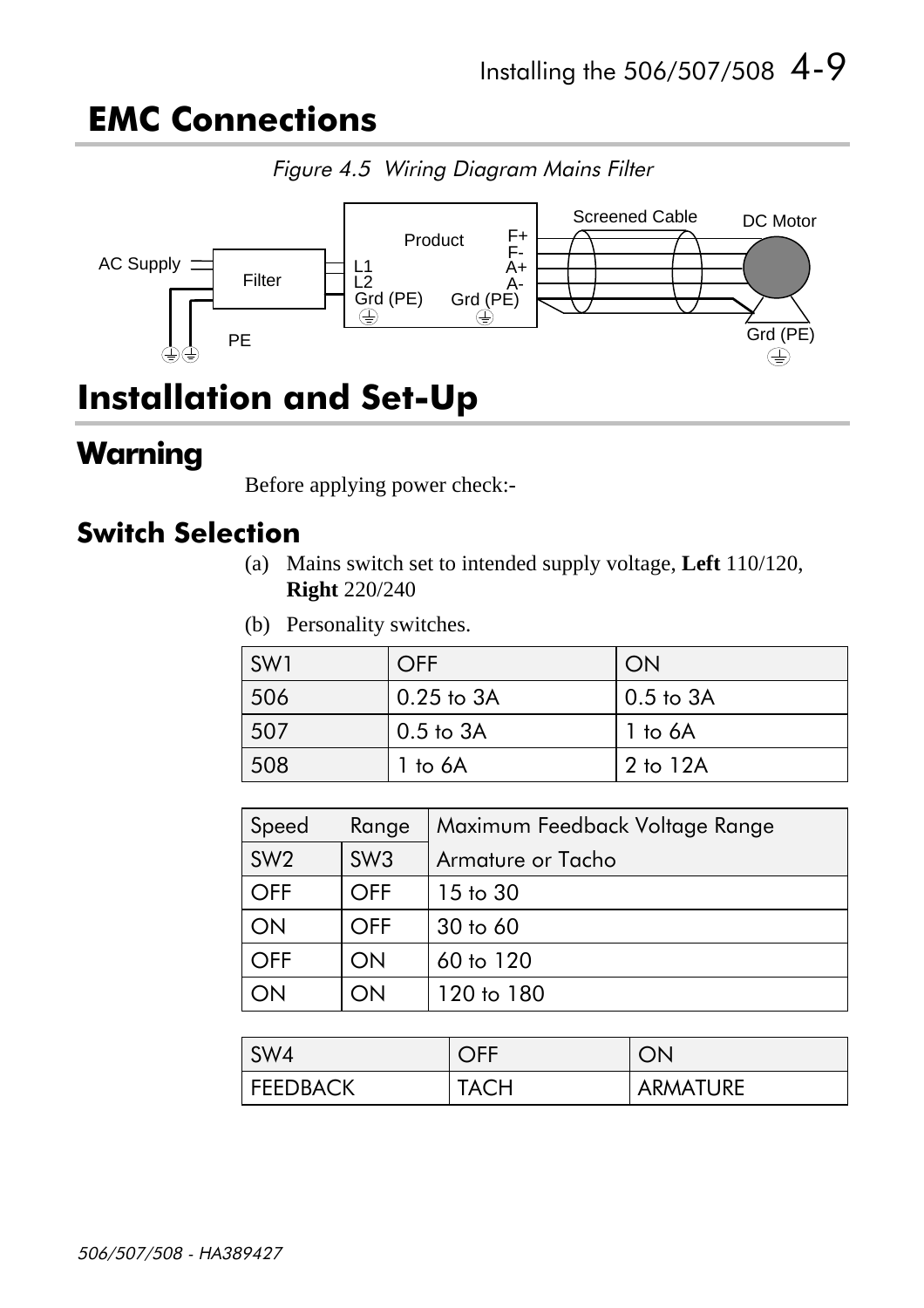# EMC Connections

*Figure 4.5 Wiring Diagram Mains Filter*

# Installation and Set-Up

## Warning

Before applying power check:-

### Switch Selection

(a) Mains switch set to intended supply voltage, **Left** 110/120, **Right** 220/240

(b) Personality switches.

| SW1 | OFF | ON |
|---|---|---|
| 506 | 0.25 to 3A | 0.5 to 3A |
| 507 | 0.5 to 3A | 1 to 6A |
| 508 | 1 to 6A | 2 to 12A |

| Speed | Range | Maximum Feedback Voltage Range |
|---|---|---|
| SW2 | SW3 | Armature or Tacho |
| OFF | OFF | 15 to 30 |
| ON | OFF | 30 to 60 |
| OFF | ON | 60 to 120 |
| ON | ON | 120 to 180 |

| SW4 | OFF | ON |
|---|---|---|
| FEEDBACK | TACH | ARMATURE |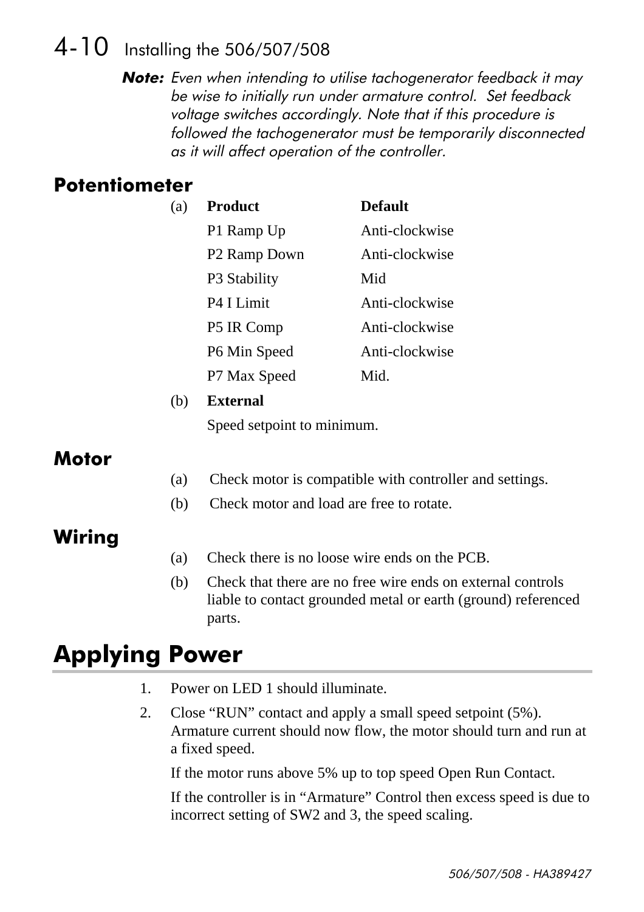**Note:** *Even when intending to utilise tachogenerator feedback it may be wise to initially run under armature control. Set feedback voltage switches accordingly. Note that if this procedure is followed the tachogenerator must be temporarily disconnected as it will affect operation of the controller.*

## Potentiometer

(a)

| Product | Default |
|---|---|
| P1 Ramp Up | Anti-clockwise |
| P2 Ramp Down | Anti-clockwise |
| P3 Stability | Mid |
| P4 I Limit | Anti-clockwise |
| P5 IR Comp | Anti-clockwise |
| P6 Min Speed | Anti-clockwise |
| P7 Max Speed | Mid. |

(b) **External**

Speed setpoint to minimum.

## Motor

(a) Check motor is compatible with controller and settings.

(b) Check motor and load are free to rotate.

## Wiring

(a) Check there is no loose wire ends on the PCB.

(b) Check that there are no free wire ends on external controls liable to contact grounded metal or earth (ground) referenced parts.

# Applying Power

1. Power on LED 1 should illuminate.
2. Close "RUN" contact and apply a small speed setpoint (5%). Armature current should now flow, the motor should turn and run at a fixed speed.

   If the motor runs above 5% up to top speed Open Run Contact.

   If the controller is in "Armature" Control then excess speed is due to incorrect setting of SW2 and 3, the speed scaling.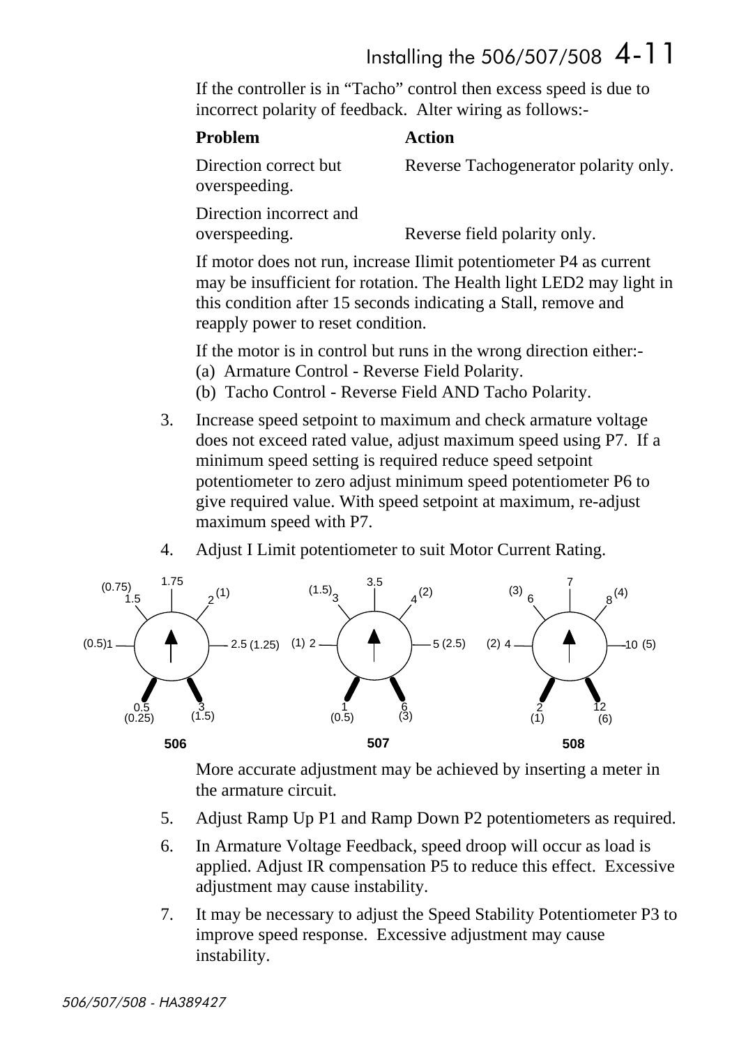If the controller is in “Tacho” control then excess speed is due to incorrect polarity of feedback. Alter wiring as follows:-

| **Problem** | **Action** |
|---|---|
| Direction correct but overspeeding. | Reverse Tachogenerator polarity only. |
| Direction incorrect and overspeeding. | Reverse field polarity only. |

If motor does not run, increase Ilimit potentiometer P4 as current may be insufficient for rotation. The Health light LED2 may light in this condition after 15 seconds indicating a Stall, remove and reapply power to reset condition.

If the motor is in control but runs in the wrong direction either:-
(a) Armature Control - Reverse Field Polarity.
(b) Tacho Control - Reverse Field AND Tacho Polarity.

3. Increase speed setpoint to maximum and check armature voltage does not exceed rated value, adjust maximum speed using P7. If a minimum speed setting is required reduce speed setpoint potentiometer to zero adjust minimum speed potentiometer P6 to give required value. With speed setpoint at maximum, re-adjust maximum speed with P7.

4. Adjust I Limit potentiometer to suit Motor Current Rating.

| Dial position | 506 | 507 | 508 |
|---|---|---|---|
| Min | 0.5 (0.25) | 1 (0.5) | 2 (1) |
| | 1 (0.5) | 2 (1) | 4 (2) |
| | 1.5 (0.75) | 3 (1.5) | 6 (3) |
| Centre | 1.75 | 3.5 | 7 |
| | 2 (1) | 4 (2) | 8 (4) |
| | 2.5 (1.25) | 5 (2.5) | 10 (5) |
| Max | 3 (1.5) | 6 (3) | 12 (6) |

More accurate adjustment may be achieved by inserting a meter in the armature circuit.

5. Adjust Ramp Up P1 and Ramp Down P2 potentiometers as required.

6. In Armature Voltage Feedback, speed droop will occur as load is applied. Adjust IR compensation P5 to reduce this effect. Excessive adjustment may cause instability.

7. It may be necessary to adjust the Speed Stability Potentiometer P3 to improve speed response. Excessive adjustment may cause instability.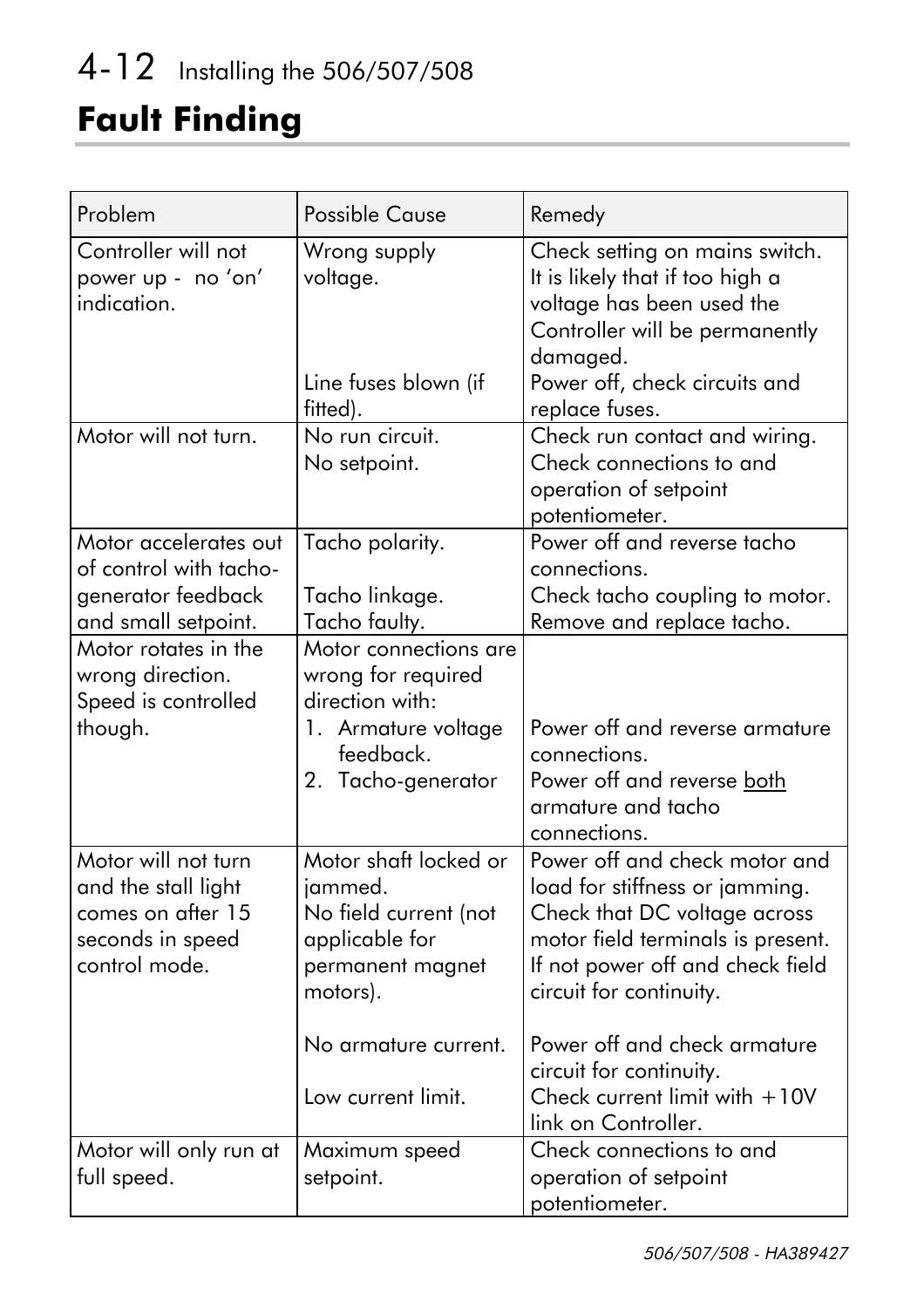# Fault Finding

| Problem | Possible Cause | Remedy |
|---|---|---|
| Controller will not power up - no 'on' indication. | Wrong supply voltage.<br><br>Line fuses blown (if fitted). | Check setting on mains switch. It is likely that if too high a voltage has been used the Controller will be permanently damaged.<br>Power off, check circuits and replace fuses. |
| Motor will not turn. | No run circuit.<br>No setpoint. | Check run contact and wiring.<br>Check connections to and operation of setpoint potentiometer. |
| Motor accelerates out of control with tacho-generator feedback and small setpoint. | Tacho polarity.<br><br>Tacho linkage.<br>Tacho faulty. | Power off and reverse tacho connections.<br>Check tacho coupling to motor.<br>Remove and replace tacho. |
| Motor rotates in the wrong direction. Speed is controlled though. | Motor connections are wrong for required direction with:<br>1. Armature voltage feedback.<br>2. Tacho-generator | <br><br><br>Power off and reverse armature connections.<br>Power off and reverse <u>both</u> armature and tacho connections. |
| Motor will not turn and the stall light comes on after 15 seconds in speed control mode. | Motor shaft locked or jammed.<br>No field current (not applicable for permanent magnet motors).<br><br>No armature current.<br><br>Low current limit. | Power off and check motor and load for stiffness or jamming.<br>Check that DC voltage across motor field terminals is present. If not power off and check field circuit for continuity.<br><br>Power off and check armature circuit for continuity.<br>Check current limit with +10V link on Controller. |
| Motor will only run at full speed. | Maximum speed setpoint. | Check connections to and operation of setpoint potentiometer. |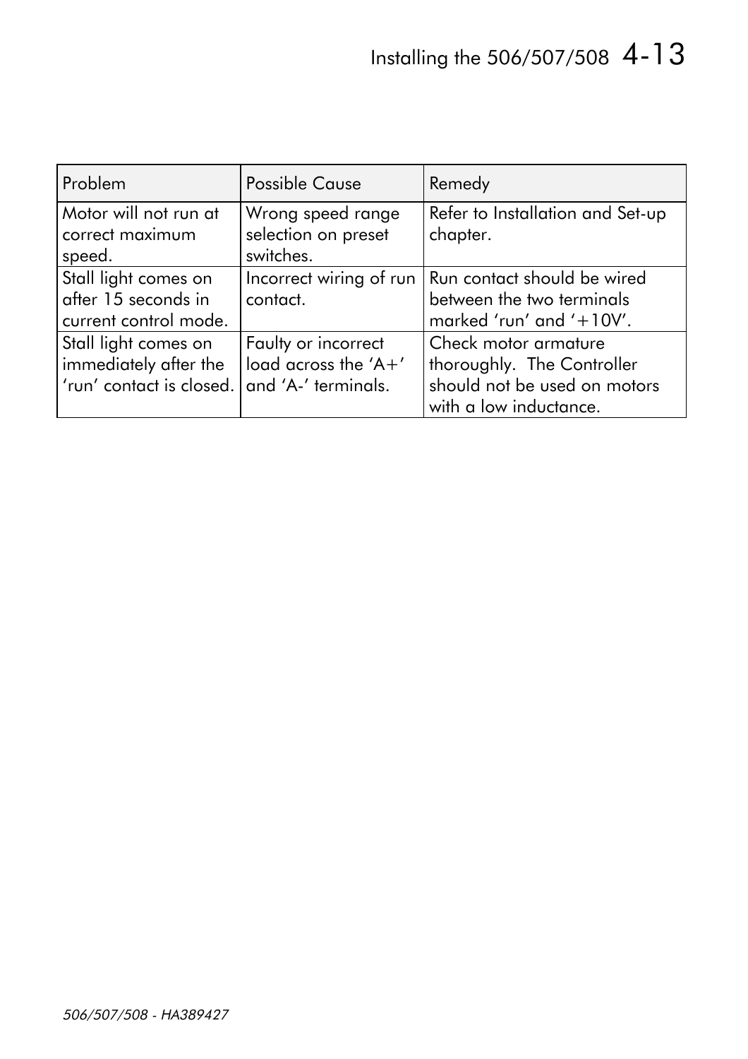| Problem | Possible Cause | Remedy |
| --- | --- | --- |
| Motor will not run at correct maximum speed. | Wrong speed range selection on preset switches. | Refer to Installation and Set-up chapter. |
| Stall light comes on after 15 seconds in current control mode. | Incorrect wiring of run contact. | Run contact should be wired between the two terminals marked 'run' and '+10V'. |
| Stall light comes on immediately after the 'run' contact is closed. | Faulty or incorrect load across the 'A+' and 'A-' terminals. | Check motor armature thoroughly. The Controller should not be used on motors with a low inductance. |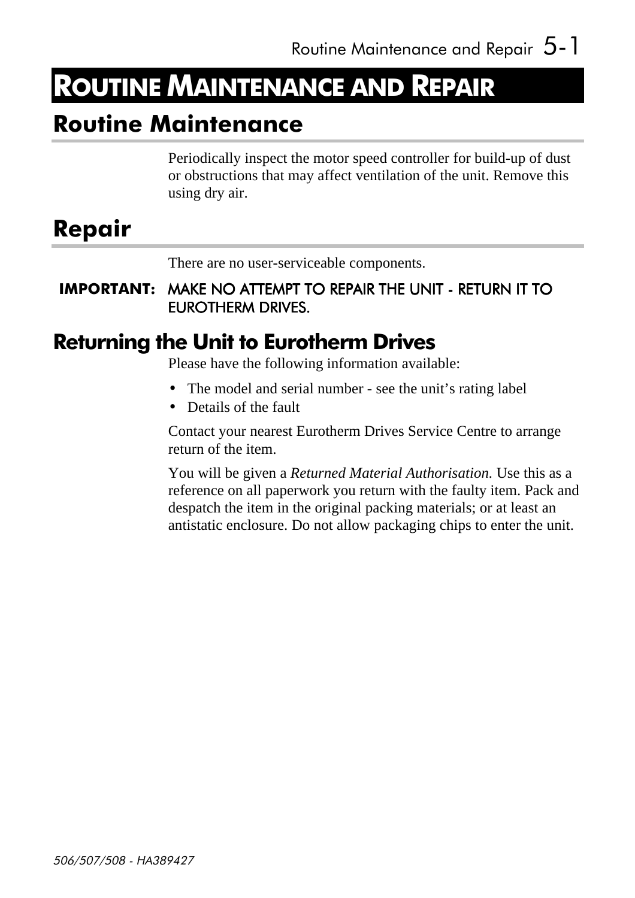# ROUTINE MAINTENANCE AND REPAIR

## Routine Maintenance

Periodically inspect the motor speed controller for build-up of dust or obstructions that may affect ventilation of the unit. Remove this using dry air.

## Repair

There are no user-serviceable components.

**IMPORTANT:** MAKE NO ATTEMPT TO REPAIR THE UNIT - RETURN IT TO EUROTHERM DRIVES.

### Returning the Unit to Eurotherm Drives

Please have the following information available:

- The model and serial number - see the unit's rating label
- Details of the fault

Contact your nearest Eurotherm Drives Service Centre to arrange return of the item.

You will be given a *Returned Material Authorisation.* Use this as a reference on all paperwork you return with the faulty item. Pack and despatch the item in the original packing materials; or at least an antistatic enclosure. Do not allow packaging chips to enter the unit.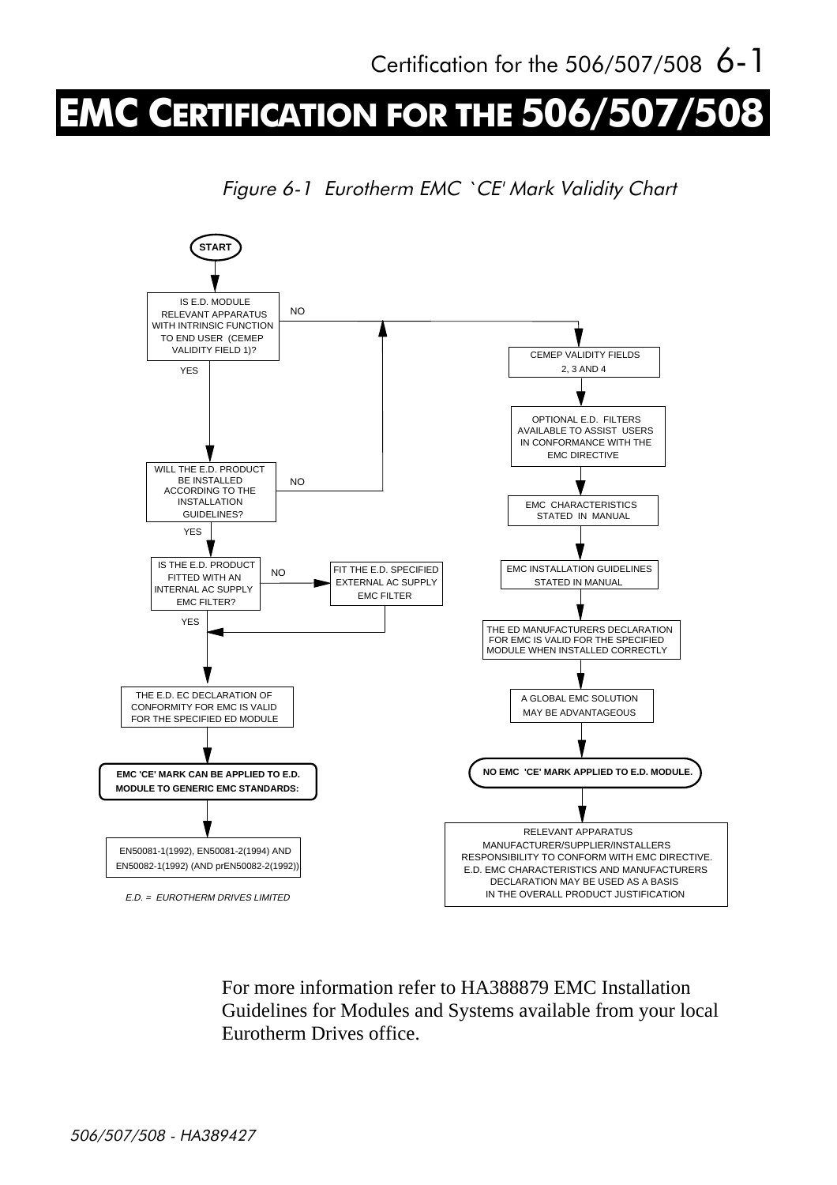# EMC CERTIFICATION FOR THE 506/507/508

*Figure 6-1 Eurotherm EMC `CE' Mark Validity Chart*

START

IS E.D. MODULE RELEVANT APPARATUS WITH INTRINSIC FUNCTION TO END USER (CEMEP VALIDITY FIELD 1)?

- YES → WILL THE E.D. PRODUCT BE INSTALLED ACCORDING TO THE INSTALLATION GUIDELINES?
  - YES → IS THE E.D. PRODUCT FITTED WITH AN INTERNAL AC SUPPLY EMC FILTER?
    - NO → FIT THE E.D. SPECIFIED EXTERNAL AC SUPPLY EMC FILTER
    - YES → THE E.D. EC DECLARATION OF CONFORMITY FOR EMC IS VALID FOR THE SPECIFIED ED MODULE
      - **EMC 'CE' MARK CAN BE APPLIED TO E.D. MODULE TO GENERIC EMC STANDARDS:**
      - EN50081-1(1992), EN50081-2(1994) AND EN50082-1(1992) (AND prEN50082-2(1992))
  - NO → CEMEP VALIDITY FIELDS 2, 3 AND 4
- NO → CEMEP VALIDITY FIELDS 2, 3 AND 4
  - OPTIONAL E.D. FILTERS AVAILABLE TO ASSIST USERS IN CONFORMANCE WITH THE EMC DIRECTIVE
  - EMC CHARACTERISTICS STATED IN MANUAL
  - EMC INSTALLATION GUIDELINES STATED IN MANUAL
  - THE ED MANUFACTURERS DECLARATION FOR EMC IS VALID FOR THE SPECIFIED MODULE WHEN INSTALLED CORRECTLY
  - A GLOBAL EMC SOLUTION MAY BE ADVANTAGEOUS
  - **NO EMC 'CE' MARK APPLIED TO E.D. MODULE.**
  - RELEVANT APPARATUS MANUFACTURER/SUPPLIER/INSTALLERS RESPONSIBILITY TO CONFORM WITH EMC DIRECTIVE. E.D. EMC CHARACTERISTICS AND MANUFACTURERS DECLARATION MAY BE USED AS A BASIS IN THE OVERALL PRODUCT JUSTIFICATION

*E.D. = EUROTHERM DRIVES LIMITED*

For more information refer to HA388879 EMC Installation Guidelines for Modules and Systems available from your local Eurotherm Drives office.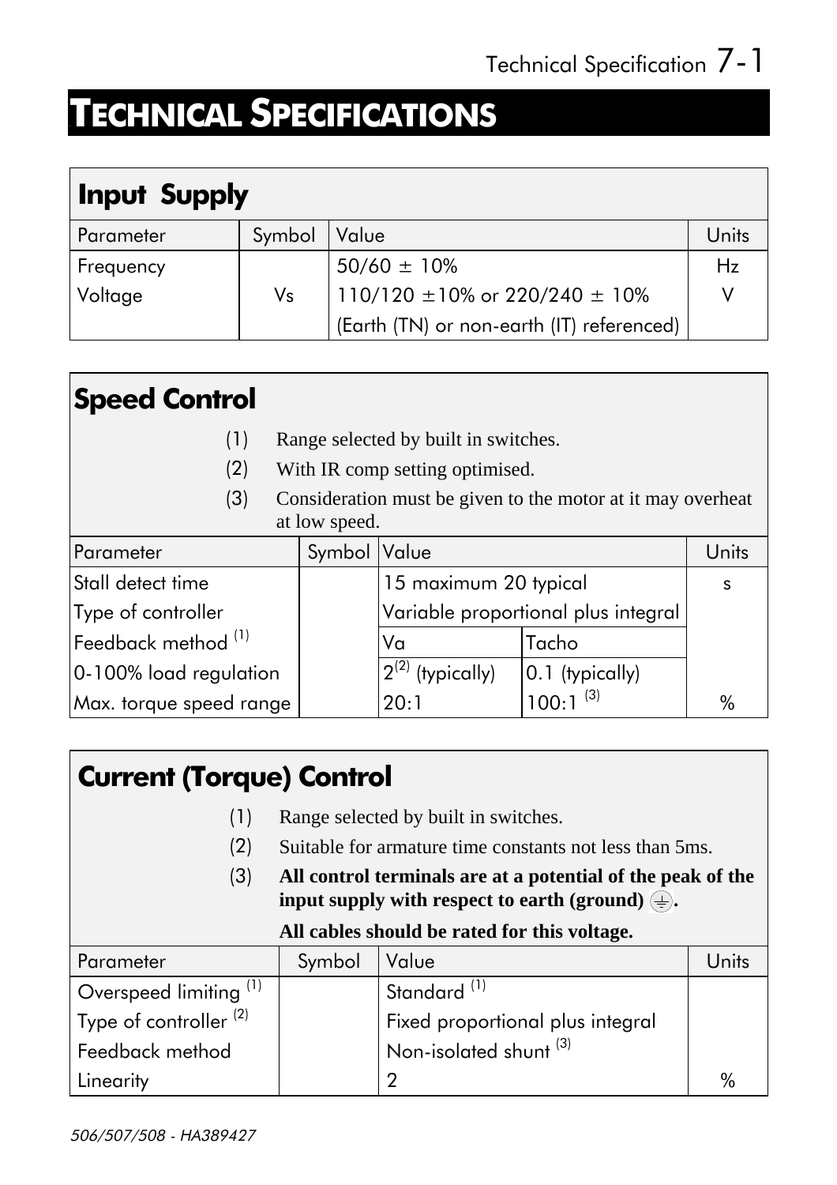# TECHNICAL SPECIFICATIONS

## Input Supply

| Parameter | Symbol | Value | Units |
|---|---|---|---|
| Frequency | | 50/60 ± 10% | Hz |
| Voltage | Vs | 110/120 ±10% or 220/240 ± 10% | V |
| | | (Earth (TN) or non-earth (IT) referenced) | |

## Speed Control

(1) Range selected by built in switches.

(2) With IR comp setting optimised.

(3) Consideration must be given to the motor at it may overheat at low speed.

| Parameter | Symbol | Value | | Units |
|---|---|---|---|---|
| Stall detect time | | 15 maximum 20 typical | | s |
| Type of controller | | Variable proportional plus integral | | |
| Feedback method [1] | | Va | Tacho | |
| 0-100% load regulation | | 2[2] (typically) | 0.1 (typically) | |
| Max. torque speed range | | 20:1 | 100:1 [3] | % |

## Current (Torque) Control

(1) Range selected by built in switches.

(2) Suitable for armature time constants not less than 5ms.

(3) **All control terminals are at a potential of the peak of the input supply with respect to earth (ground) ⏚.**

**All cables should be rated for this voltage.**

| Parameter | Symbol | Value | Units |
|---|---|---|---|
| Overspeed limiting [1] | | Standard [1] | |
| Type of controller [2] | | Fixed proportional plus integral | |
| Feedback method | | Non-isolated shunt [3] | |
| Linearity | | 2 | % |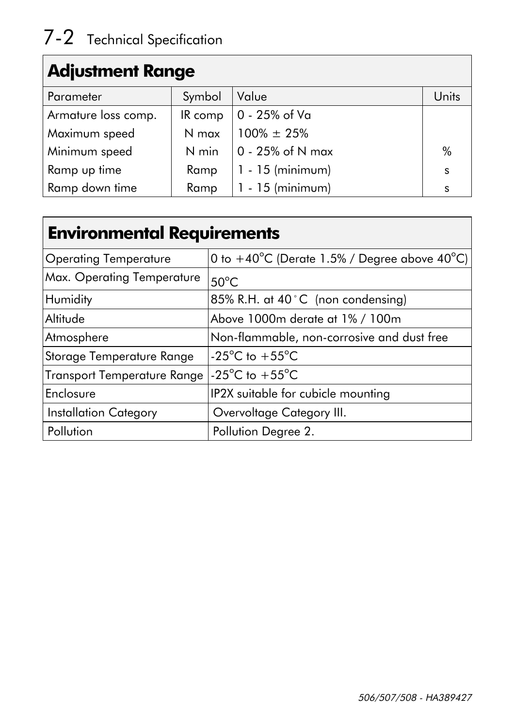## Adjustment Range

| Parameter | Symbol | Value | Units |
|---|---|---|---|
| Armature loss comp. | IR comp | 0 - 25% of Va | |
| Maximum speed | N max | 100% ± 25% | |
| Minimum speed | N min | 0 - 25% of N max | % |
| Ramp up time | Ramp | 1 - 15 (minimum) | s |
| Ramp down time | Ramp | 1 - 15 (minimum) | s |

## Environmental Requirements

| | |
|---|---|
| Operating Temperature | 0 to +40°C (Derate 1.5% / Degree above 40°C) |
| Max. Operating Temperature | 50°C |
| Humidity | 85% R.H. at 40°C (non condensing) |
| Altitude | Above 1000m derate at 1% / 100m |
| Atmosphere | Non-flammable, non-corrosive and dust free |
| Storage Temperature Range | -25°C to +55°C |
| Transport Temperature Range | -25°C to +55°C |
| Enclosure | IP2X suitable for cubicle mounting |
| Installation Category | Overvoltage Category III. |
| Pollution | Pollution Degree 2. |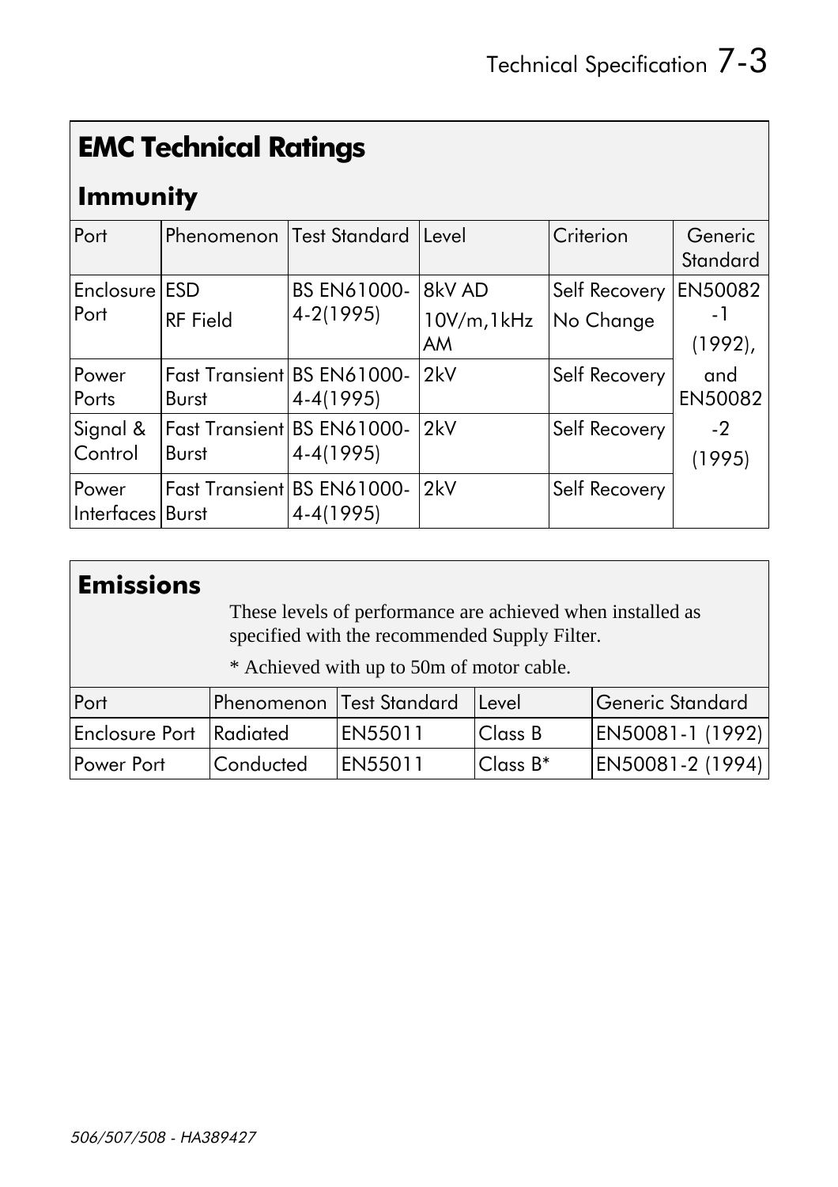## EMC Technical Ratings

### Immunity

| Port | Phenomenon | Test Standard | Level | Criterion | Generic Standard |
|---|---|---|---|---|---|
| Enclosure Port | ESD<br>RF Field | BS EN61000-4-2(1995) | 8kV AD<br>10V/m,1kHz AM | Self Recovery<br>No Change | EN50082-1 (1992), and EN50082-2 (1995) |
| Power Ports | Fast Transient Burst | BS EN61000-4-4(1995) | 2kV | Self Recovery | |
| Signal & Control | Fast Transient Burst | BS EN61000-4-4(1995) | 2kV | Self Recovery | |
| Power Interfaces | Fast Transient Burst | BS EN61000-4-4(1995) | 2kV | Self Recovery | |

### Emissions

These levels of performance are achieved when installed as specified with the recommended Supply Filter.

* Achieved with up to 50m of motor cable.

| Port | Phenomenon | Test Standard | Level | Generic Standard |
|---|---|---|---|---|
| Enclosure Port | Radiated | EN55011 | Class B | EN50081-1 (1992) |
| Power Port | Conducted | EN55011 | Class B* | EN50081-2 (1994) |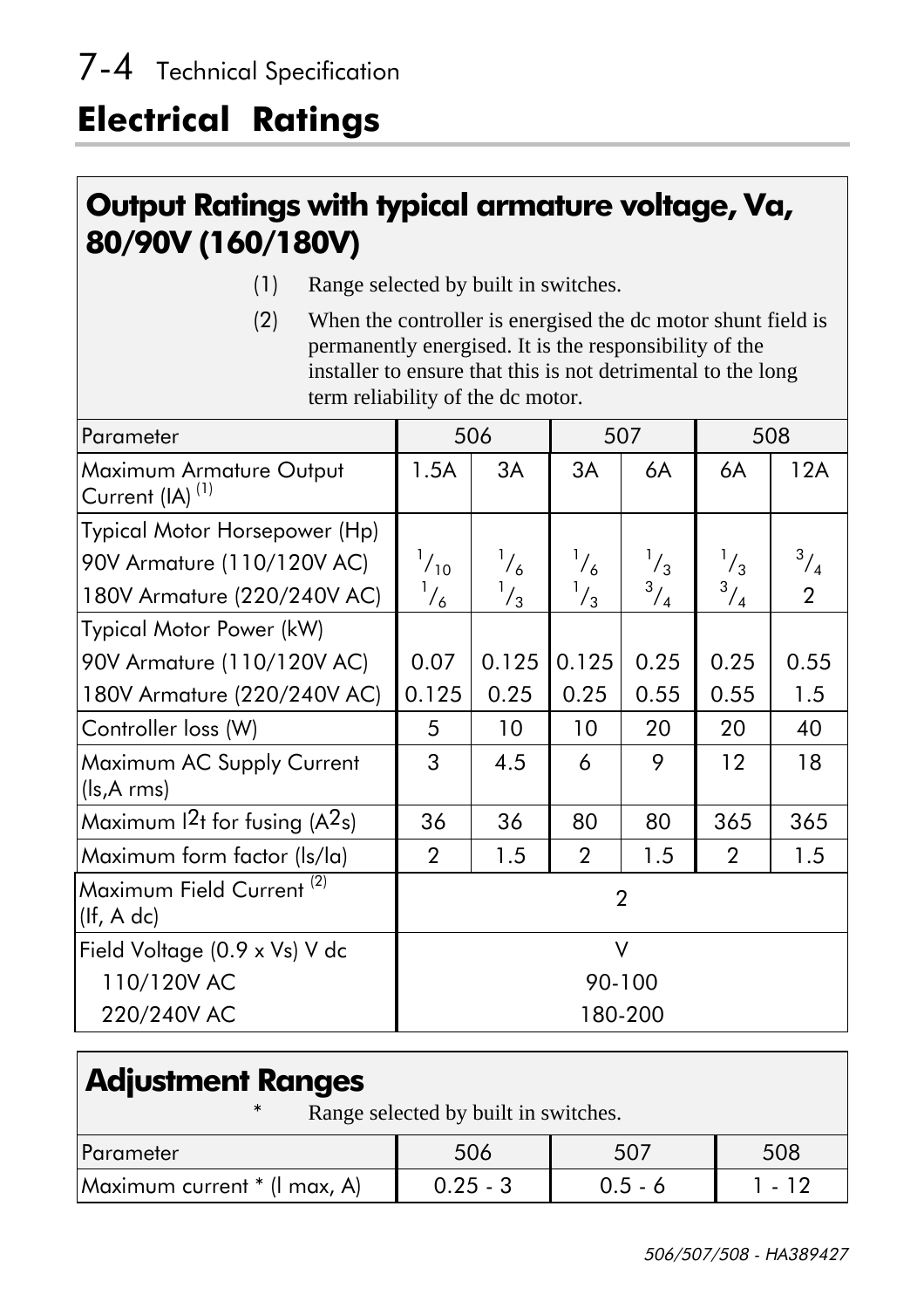## Electrical Ratings

### Output Ratings with typical armature voltage, Va, 80/90V (160/180V)

(1) Range selected by built in switches.

(2) When the controller is energised the dc motor shunt field is permanently energised. It is the responsibility of the installer to ensure that this is not detrimental to the long term reliability of the dc motor.

| Parameter | 506 | | 507 | | 508 | |
|---|---|---|---|---|---|---|
| Maximum Armature Output Current (IA) (1) | 1.5A | 3A | 3A | 6A | 6A | 12A |
| Typical Motor Horsepower (Hp) | | | | | | |
| 90V Armature (110/120V AC) | 1/10 | 1/6 | 1/6 | 1/3 | 1/3 | 3/4 |
| 180V Armature (220/240V AC) | 1/6 | 1/3 | 1/3 | 3/4 | 3/4 | 2 |
| Typical Motor Power (kW) | | | | | | |
| 90V Armature (110/120V AC) | 0.07 | 0.125 | 0.125 | 0.25 | 0.25 | 0.55 |
| 180V Armature (220/240V AC) | 0.125 | 0.25 | 0.25 | 0.55 | 0.55 | 1.5 |
| Controller loss (W) | 5 | 10 | 10 | 20 | 20 | 40 |
| Maximum AC Supply Current (Is,A rms) | 3 | 4.5 | 6 | 9 | 12 | 18 |
| Maximum $I^2t$ for fusing ($A^2s$) | 36 | 36 | 80 | 80 | 365 | 365 |
| Maximum form factor (Is/Ia) | 2 | 1.5 | 2 | 1.5 | 2 | 1.5 |
| Maximum Field Current (2) (If, A dc) | 2 | | | | | |
| Field Voltage (0.9 x Vs) V dc | V | | | | | |
| 110/120V AC | 90-100 | | | | | |
| 220/240V AC | 180-200 | | | | | |

### Adjustment Ranges

\* Range selected by built in switches.

| Parameter | 506 | 507 | 508 |
|---|---|---|---|
| Maximum current * (I max, A) | 0.25 - 3 | 0.5 - 6 | 1 - 12 |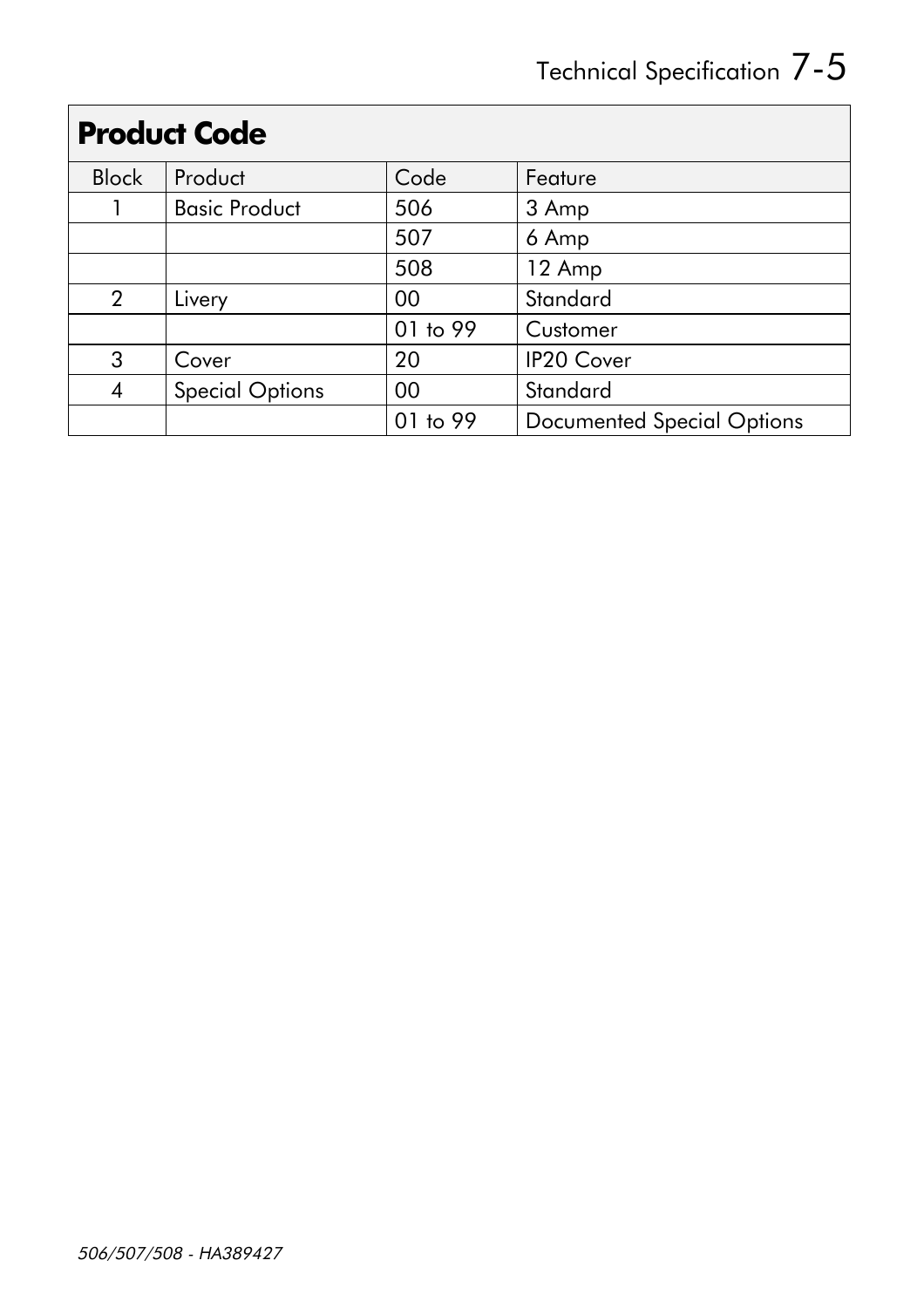## Product Code

| Block | Product | Code | Feature |
|---|---|---|---|
| 1 | Basic Product | 506 | 3 Amp |
| | | 507 | 6 Amp |
| | | 508 | 12 Amp |
| 2 | Livery | 00 | Standard |
| | | 01 to 99 | Customer |
| 3 | Cover | 20 | IP20 Cover |
| 4 | Special Options | 00 | Standard |
| | | 01 to 99 | Documented Special Options |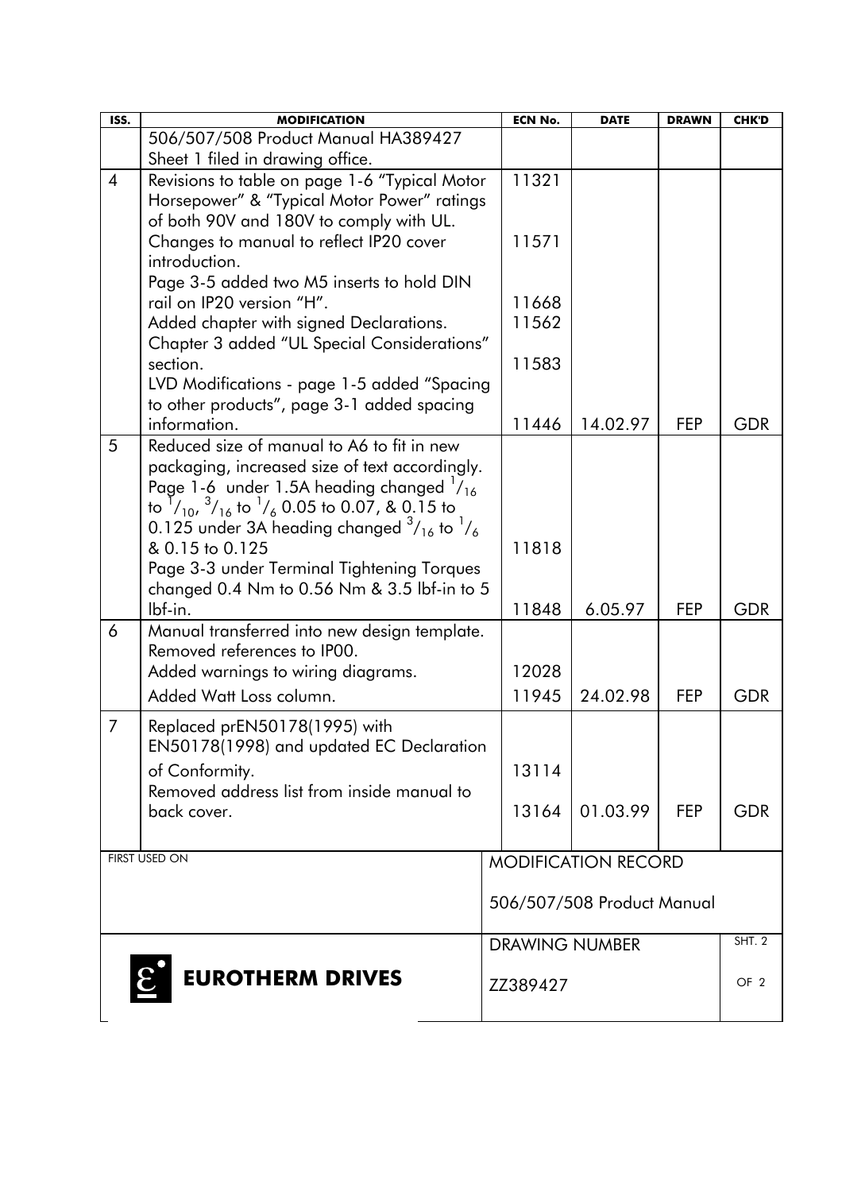| ISS. | MODIFICATION | ECN No. | DATE | DRAWN | CHK'D |
|---|---|---|---|---|---|
| | 506/507/508 Product Manual HA389427 Sheet 1 filed in drawing office. | | | | |
| 4 | Revisions to table on page 1-6 "Typical Motor Horsepower" & "Typical Motor Power" ratings of both 90V and 180V to comply with UL.<br>Changes to manual to reflect IP20 cover introduction.<br>Page 3-5 added two M5 inserts to hold DIN rail on IP20 version "H".<br>Added chapter with signed Declarations.<br>Chapter 3 added "UL Special Considerations" section.<br>LVD Modifications - page 1-5 added "Spacing to other products", page 3-1 added spacing information. | 11321<br>11571<br>11668<br>11562<br>11583<br>11446 | 14.02.97 | FEP | GDR |
| 5 | Reduced size of manual to A6 to fit in new packaging, increased size of text accordingly.<br>Page 1-6 under 1.5A heading changed $^1/_{16}$ to $^1/_{10}$, $^3/_{16}$ to $^1/_6$ 0.05 to 0.07, & 0.15 to 0.125 under 3A heading changed $^3/_{16}$ to $^1/_6$ & 0.15 to 0.125<br>Page 3-3 under Terminal Tightening Torques changed 0.4 Nm to 0.56 Nm & 3.5 lbf-in to 5 lbf-in. | 11818<br>11848 | 6.05.97 | FEP | GDR |
| 6 | Manual transferred into new design template.<br>Removed references to IP00.<br>Added warnings to wiring diagrams.<br>Added Watt Loss column. | 12028<br>11945 | 24.02.98 | FEP | GDR |
| 7 | Replaced prEN50178(1995) with EN50178(1998) and updated EC Declaration of Conformity.<br>Removed address list from inside manual to back cover. | 13114<br>13164 | 01.03.99 | FEP | GDR |

| | | |
|---|---|---|
| FIRST USED ON | MODIFICATION RECORD<br><br>506/507/508 Product Manual | |
| EUROTHERM DRIVES | DRAWING NUMBER<br><br>ZZ389427 | SHT. 2<br><br>OF 2 |